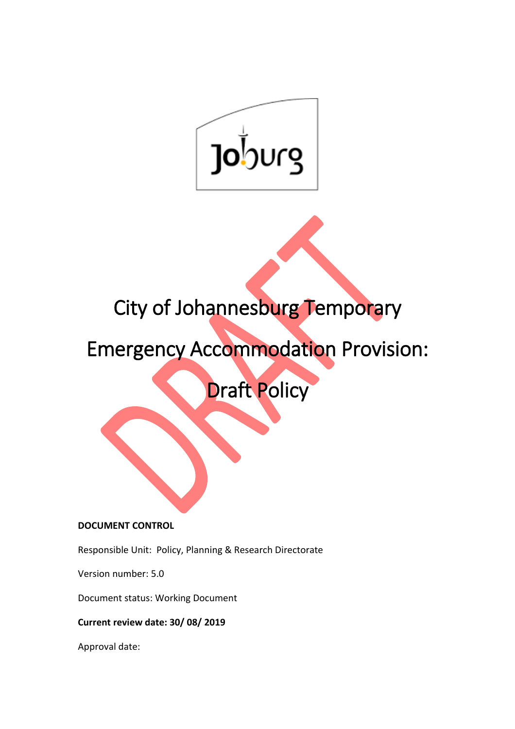# City of Johannesburg Temporary Emergency Accommodation Provision: Draft Policy

**DOCUMENT CONTROL**

Responsible Unit: Policy, Planning & Research Directorate

Version number: 5.0

Document status: Working Document

**Current review date: 30/ 08/ 2019**

Approval date: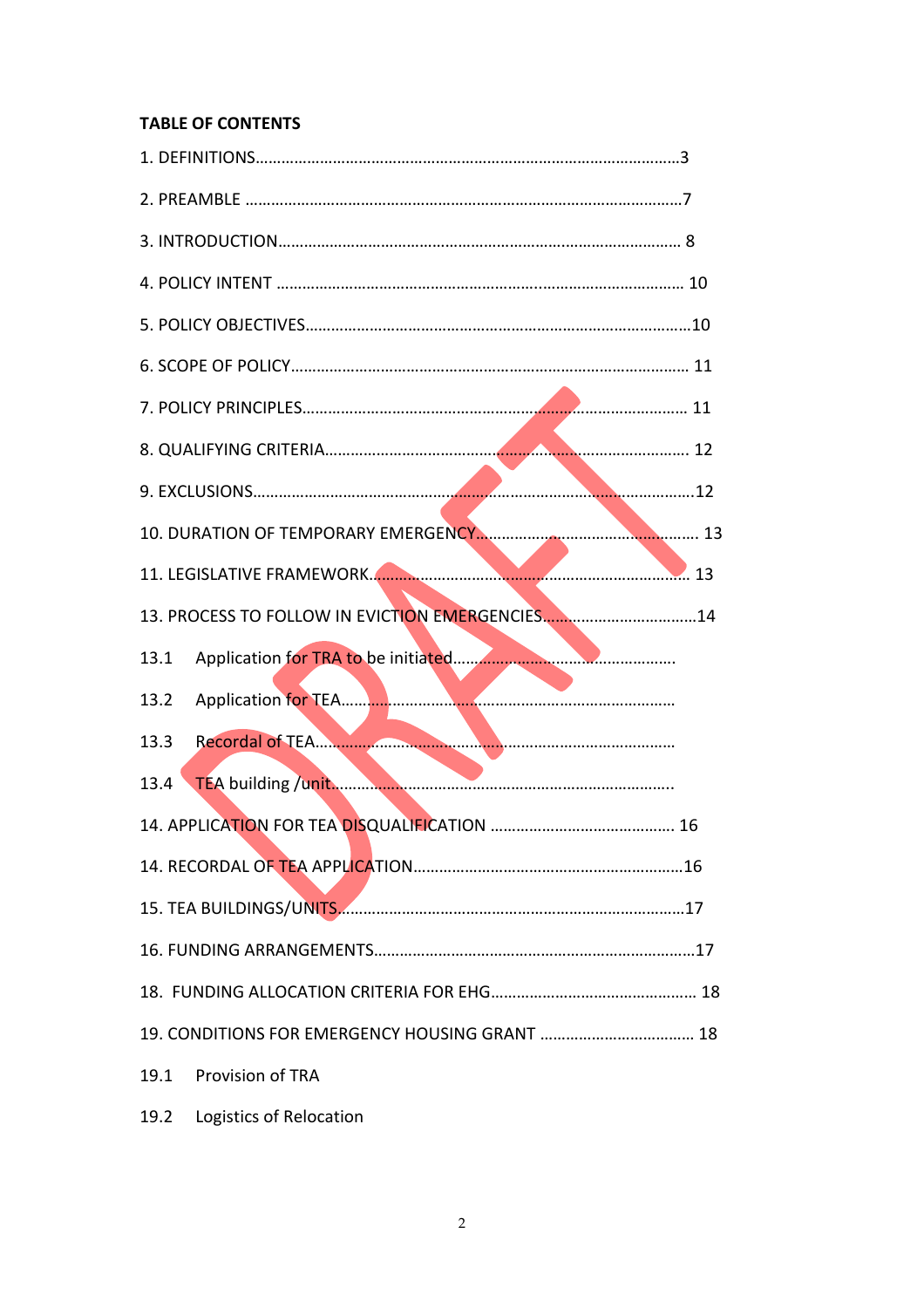**TABLE OF CONTENTS**

1. DEFINITIONS......................................................................................................3

2. PREAMBLE ........................................................................................................7

3. INTRODUCTION................................................................................................ 8

4. POLICY INTENT ................................................................................................ 10

5. POLICY OBJECTIVES..........................................................................................10

6. SCOPE OF POLICY............................................................................................ 11

7. POLICY PRINCIPLES.......................................................................................... 11

8. QUALIFYING CRITERIA...................................................................................... 12

9. EXCLUSIONS......................................................................................................12

10. DURATION OF TEMPORARY EMERGENCY.......................................................... 13

11. LEGISLATIVE FRAMEWORK................................................................................ 13

13. PROCESS TO FOLLOW IN EVICTION EMERGENCIES...........................................14

13.1 Application for TRA to be initiated.......................................................................

13.2 Application for TEA.............................................................................................

13.3 Recordal of TEA..................................................................................................

13.4 TEA building /unit.................................................................................................

14. APPLICATION FOR TEA DISQUALIFICATION ............................................ 16

14. RECORDAL OF TEA APPLICATION......................................................................16

15. TEA BUILDINGS/UNITS.......................................................................................17

16. FUNDING ARRANGEMENTS................................................................................17

18. FUNDING ALLOCATION CRITERIA FOR EHG................................................. 18

19. CONDITIONS FOR EMERGENCY HOUSING GRANT ...................................... 18

19.1 Provision of TRA

19.2 Logistics of Relocation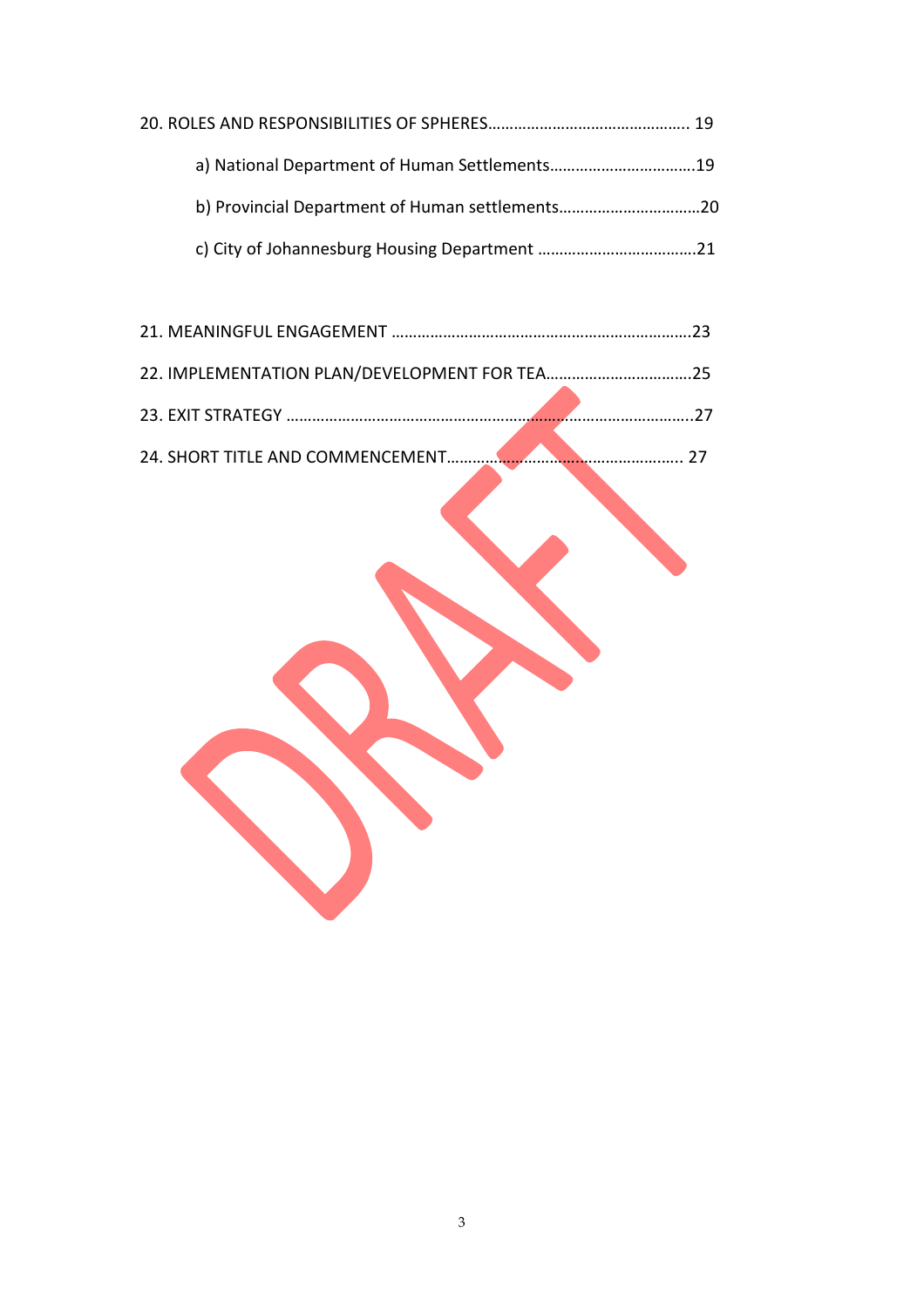20. ROLES AND RESPONSIBILITIES OF SPHERES……………………………………….. 19

   a) National Department of Human Settlements…………………………….19

   b) Provincial Department of Human settlements…………………………….20

   c) City of Johannesburg Housing Department ……………………………….21

21. MEANINGFUL ENGAGEMENT …………………………………………………………….23

22. IMPLEMENTATION PLAN/DEVELOPMENT FOR TEA…………………………….25

23. EXIT STRATEGY ……………………………………………………………………………………..27

24. SHORT TITLE AND COMMENCEMENT……………………………………………….. 27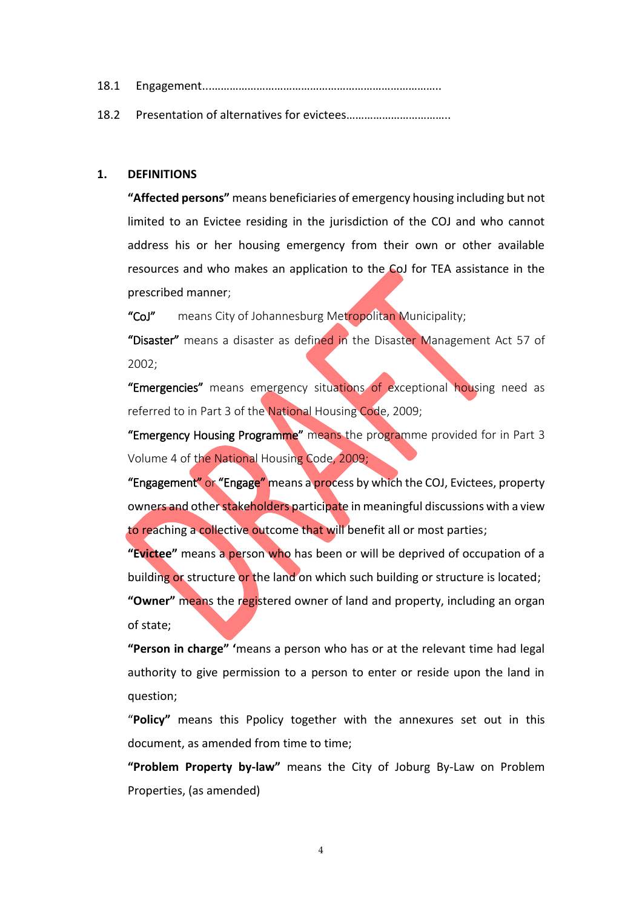18.1 Engagement…………………………………………………………………….

18.2 Presentation of alternatives for evictees…………………………….

## 1. DEFINITIONS

**"Affected persons"** means beneficiaries of emergency housing including but not limited to an Evictee residing in the jurisdiction of the COJ and who cannot address his or her housing emergency from their own or other available resources and who makes an application to the CoJ for TEA assistance in the prescribed manner;

**"CoJ"** means City of Johannesburg Metropolitan Municipality;

**"Disaster"** means a disaster as defined in the Disaster Management Act 57 of 2002;

**"Emergencies"** means emergency situations of exceptional housing need as referred to in Part 3 of the National Housing Code, 2009;

**"Emergency Housing Programme"** means the programme provided for in Part 3 Volume 4 of the National Housing Code, 2009;

**"Engagement"** or **"Engage"** means a process by which the COJ, Evictees, property owners and other stakeholders participate in meaningful discussions with a view to reaching a collective outcome that will benefit all or most parties;

**"Evictee"** means a person who has been or will be deprived of occupation of a building or structure or the land on which such building or structure is located;

**"Owner"** means the registered owner of land and property, including an organ of state;

**"Person in charge"** 'means a person who has or at the relevant time had legal authority to give permission to a person to enter or reside upon the land in question;

"**Policy"** means this Ppolicy together with the annexures set out in this document, as amended from time to time;

**"Problem Property by-law"** means the City of Joburg By-Law on Problem Properties, (as amended)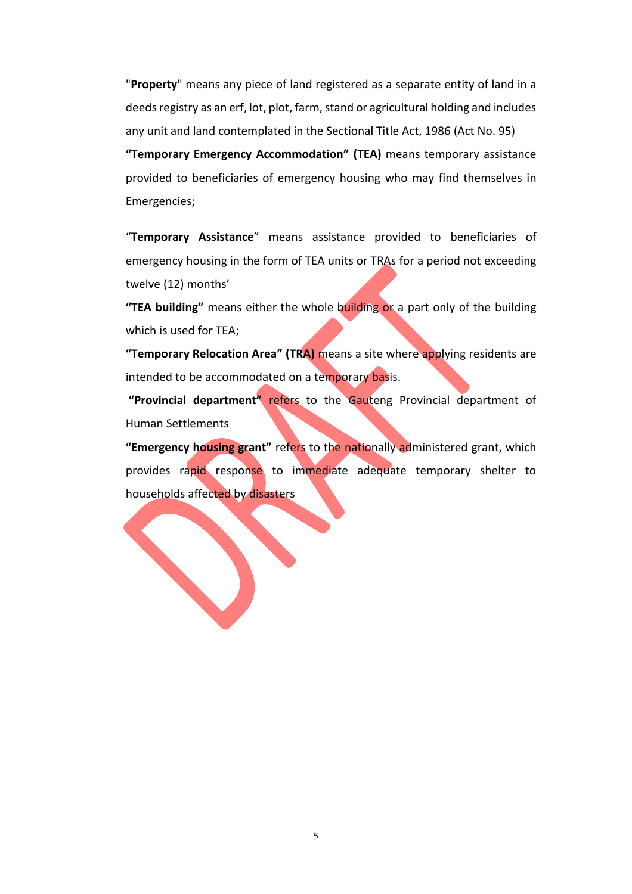"**Property**" means any piece of land registered as a separate entity of land in a deeds registry as an erf, lot, plot, farm, stand or agricultural holding and includes any unit and land contemplated in the Sectional Title Act, 1986 (Act No. 95)

**"Temporary Emergency Accommodation" (TEA)** means temporary assistance provided to beneficiaries of emergency housing who may find themselves in Emergencies;

"**Temporary Assistance**" means assistance provided to beneficiaries of emergency housing in the form of TEA units or TRAs for a period not exceeding twelve (12) months'

**"TEA building"** means either the whole building or a part only of the building which is used for TEA;

**"Temporary Relocation Area" (TRA)** means a site where applying residents are intended to be accommodated on a temporary basis.

**"Provincial department"** refers to the Gauteng Provincial department of Human Settlements

**"Emergency housing grant"** refers to the nationally administered grant, which provides rapid response to immediate adequate temporary shelter to households affected by disasters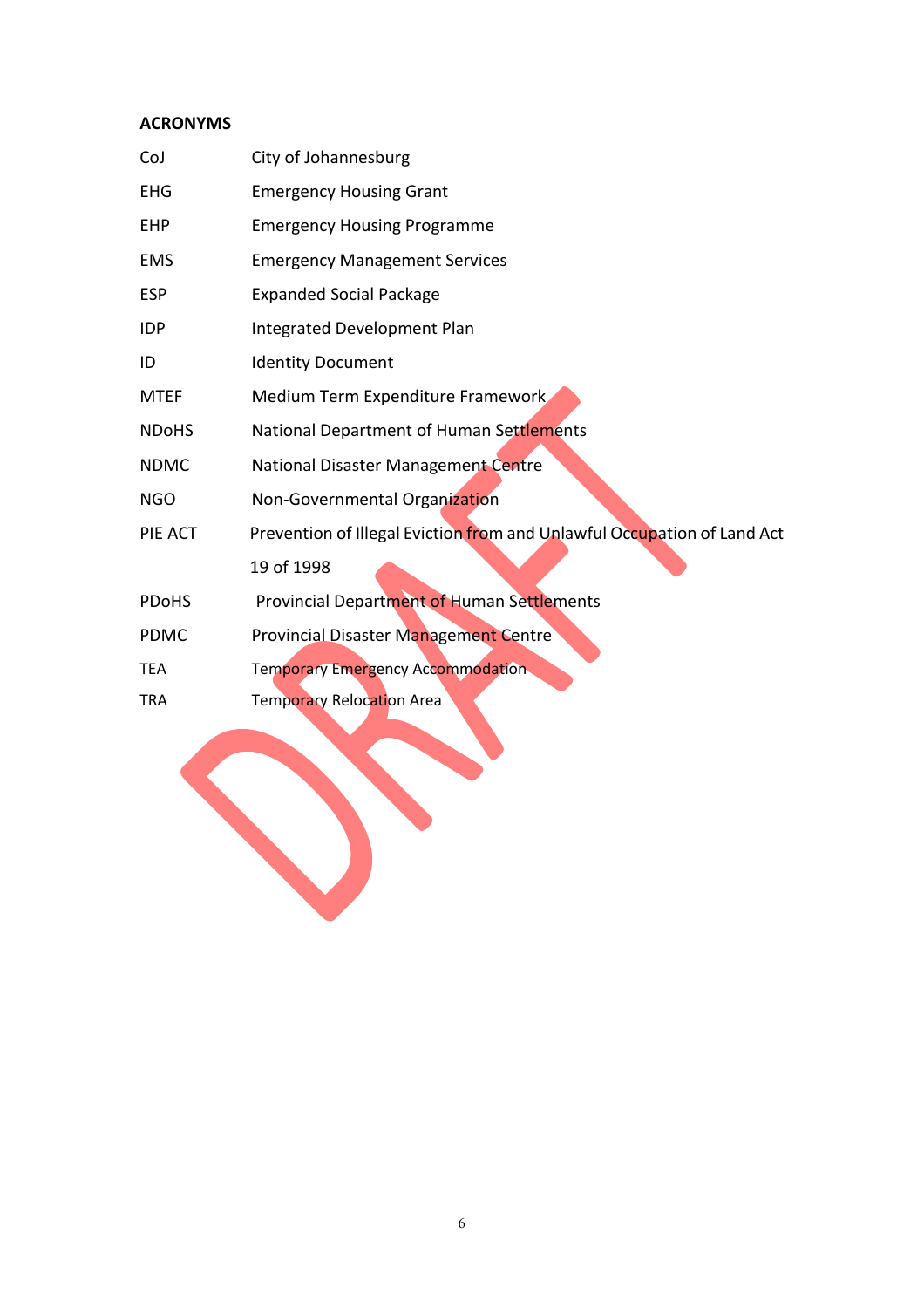**ACRONYMS**

| | |
|---|---|
| CoJ | City of Johannesburg |
| EHG | Emergency Housing Grant |
| EHP | Emergency Housing Programme |
| EMS | Emergency Management Services |
| ESP | Expanded Social Package |
| IDP | Integrated Development Plan |
| ID | Identity Document |
| MTEF | Medium Term Expenditure Framework |
| NDoHS | National Department of Human Settlements |
| NDMC | National Disaster Management Centre |
| NGO | Non-Governmental Organization |
| PIE ACT | Prevention of Illegal Eviction from and Unlawful Occupation of Land Act 19 of 1998 |
| PDoHS | Provincial Department of Human Settlements |
| PDMC | Provincial Disaster Management Centre |
| TEA | Temporary Emergency Accommodation |
| TRA | Temporary Relocation Area |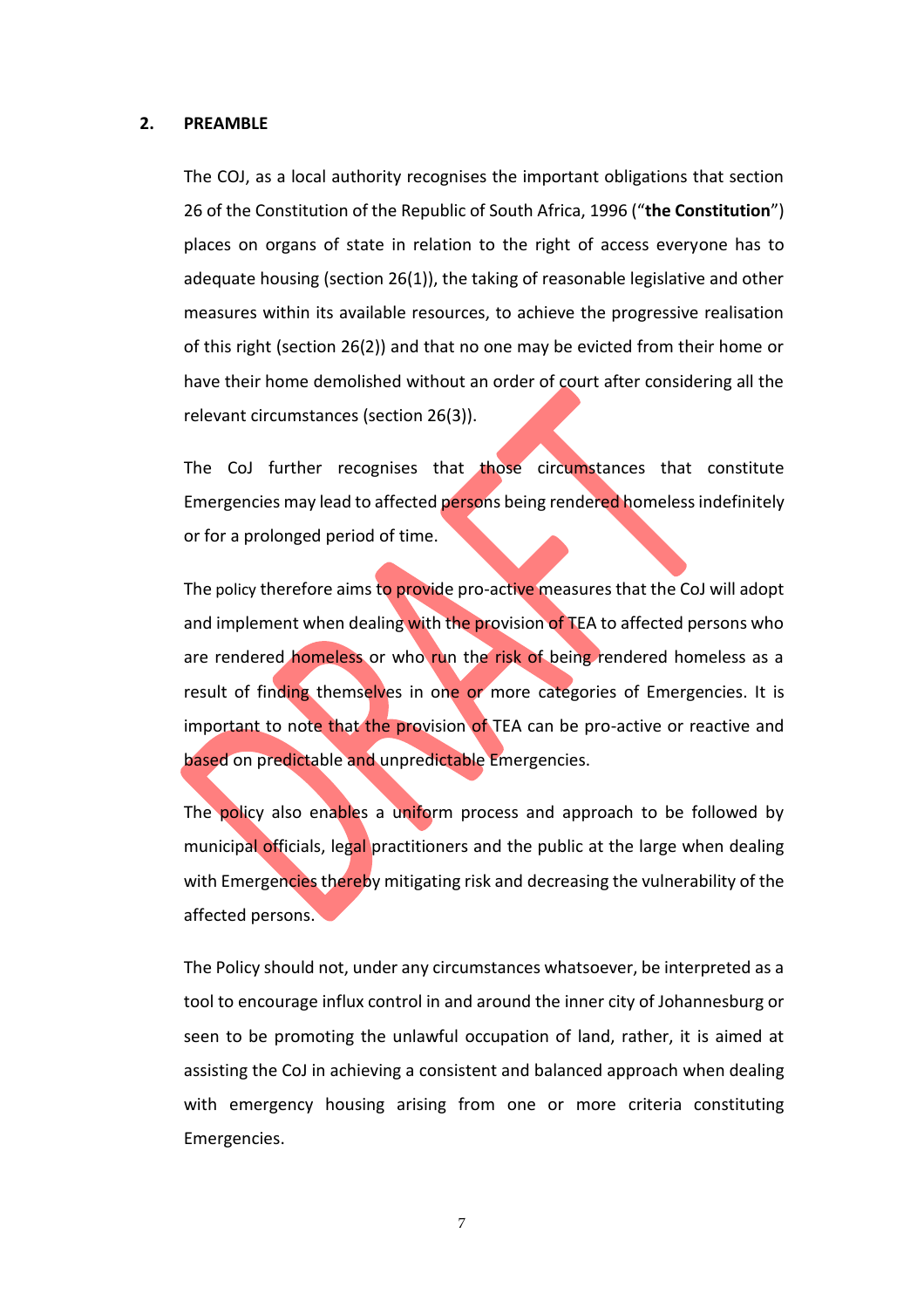## 2. PREAMBLE

The COJ, as a local authority recognises the important obligations that section 26 of the Constitution of the Republic of South Africa, 1996 ("**the Constitution**") places on organs of state in relation to the right of access everyone has to adequate housing (section 26(1)), the taking of reasonable legislative and other measures within its available resources, to achieve the progressive realisation of this right (section 26(2)) and that no one may be evicted from their home or have their home demolished without an order of court after considering all the relevant circumstances (section 26(3)).

The CoJ further recognises that those circumstances that constitute Emergencies may lead to affected persons being rendered homeless indefinitely or for a prolonged period of time.

The policy therefore aims to provide pro-active measures that the CoJ will adopt and implement when dealing with the provision of TEA to affected persons who are rendered homeless or who run the risk of being rendered homeless as a result of finding themselves in one or more categories of Emergencies. It is important to note that the provision of TEA can be pro-active or reactive and based on predictable and unpredictable Emergencies.

The policy also enables a uniform process and approach to be followed by municipal officials, legal practitioners and the public at the large when dealing with Emergencies thereby mitigating risk and decreasing the vulnerability of the affected persons.

The Policy should not, under any circumstances whatsoever, be interpreted as a tool to encourage influx control in and around the inner city of Johannesburg or seen to be promoting the unlawful occupation of land, rather, it is aimed at assisting the CoJ in achieving a consistent and balanced approach when dealing with emergency housing arising from one or more criteria constituting Emergencies.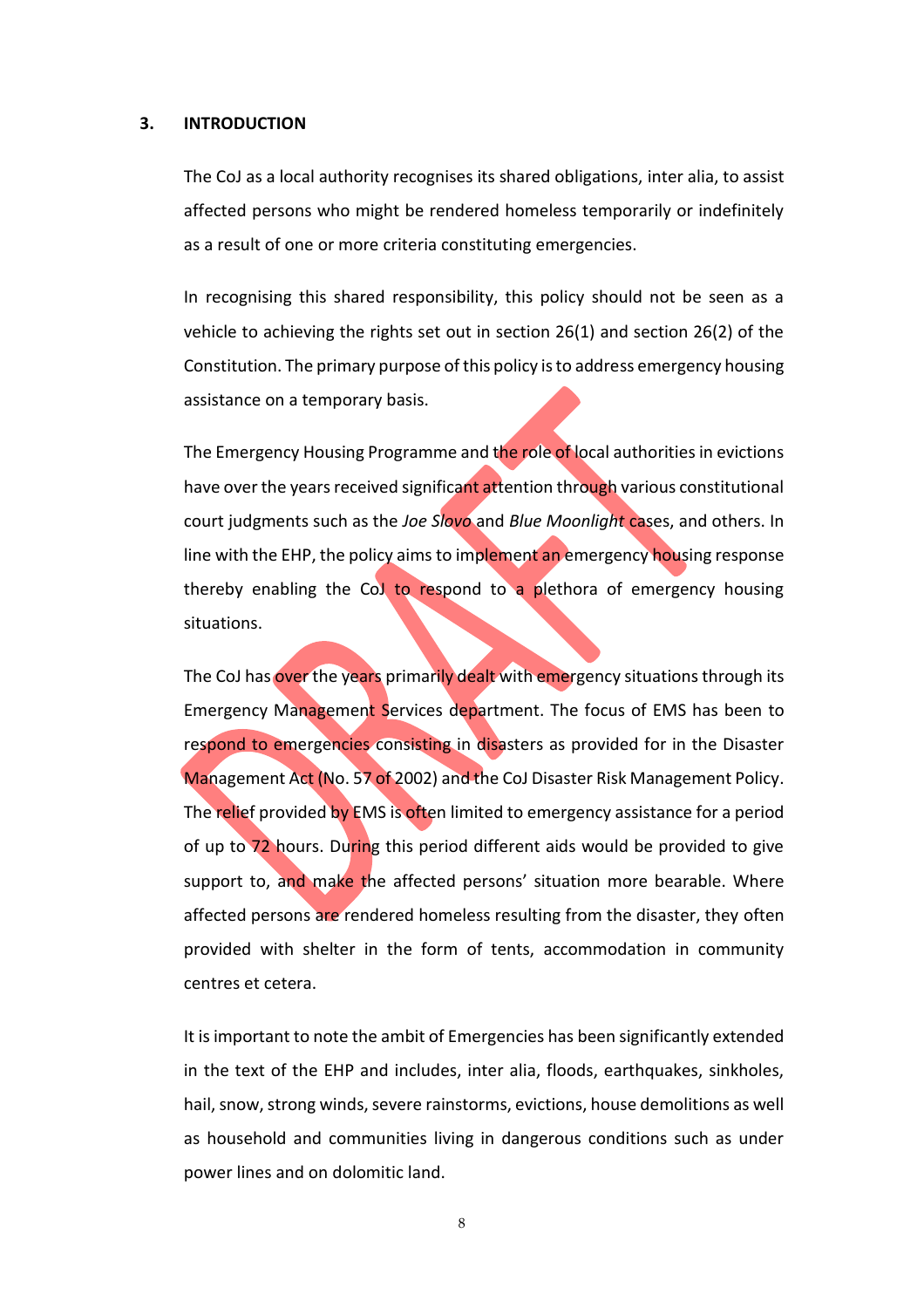## 3. INTRODUCTION

The CoJ as a local authority recognises its shared obligations, inter alia, to assist affected persons who might be rendered homeless temporarily or indefinitely as a result of one or more criteria constituting emergencies.

In recognising this shared responsibility, this policy should not be seen as a vehicle to achieving the rights set out in section 26(1) and section 26(2) of the Constitution. The primary purpose of this policy is to address emergency housing assistance on a temporary basis.

The Emergency Housing Programme and the role of local authorities in evictions have over the years received significant attention through various constitutional court judgments such as the *Joe Slovo* and *Blue Moonlight* cases, and others. In line with the EHP, the policy aims to implement an emergency housing response thereby enabling the CoJ to respond to a plethora of emergency housing situations.

The CoJ has over the years primarily dealt with emergency situations through its Emergency Management Services department. The focus of EMS has been to respond to emergencies consisting in disasters as provided for in the Disaster Management Act (No. 57 of 2002) and the CoJ Disaster Risk Management Policy. The relief provided by EMS is often limited to emergency assistance for a period of up to 72 hours. During this period different aids would be provided to give support to, and make the affected persons' situation more bearable. Where affected persons are rendered homeless resulting from the disaster, they often provided with shelter in the form of tents, accommodation in community centres et cetera.

It is important to note the ambit of Emergencies has been significantly extended in the text of the EHP and includes, inter alia, floods, earthquakes, sinkholes, hail, snow, strong winds, severe rainstorms, evictions, house demolitions as well as household and communities living in dangerous conditions such as under power lines and on dolomitic land.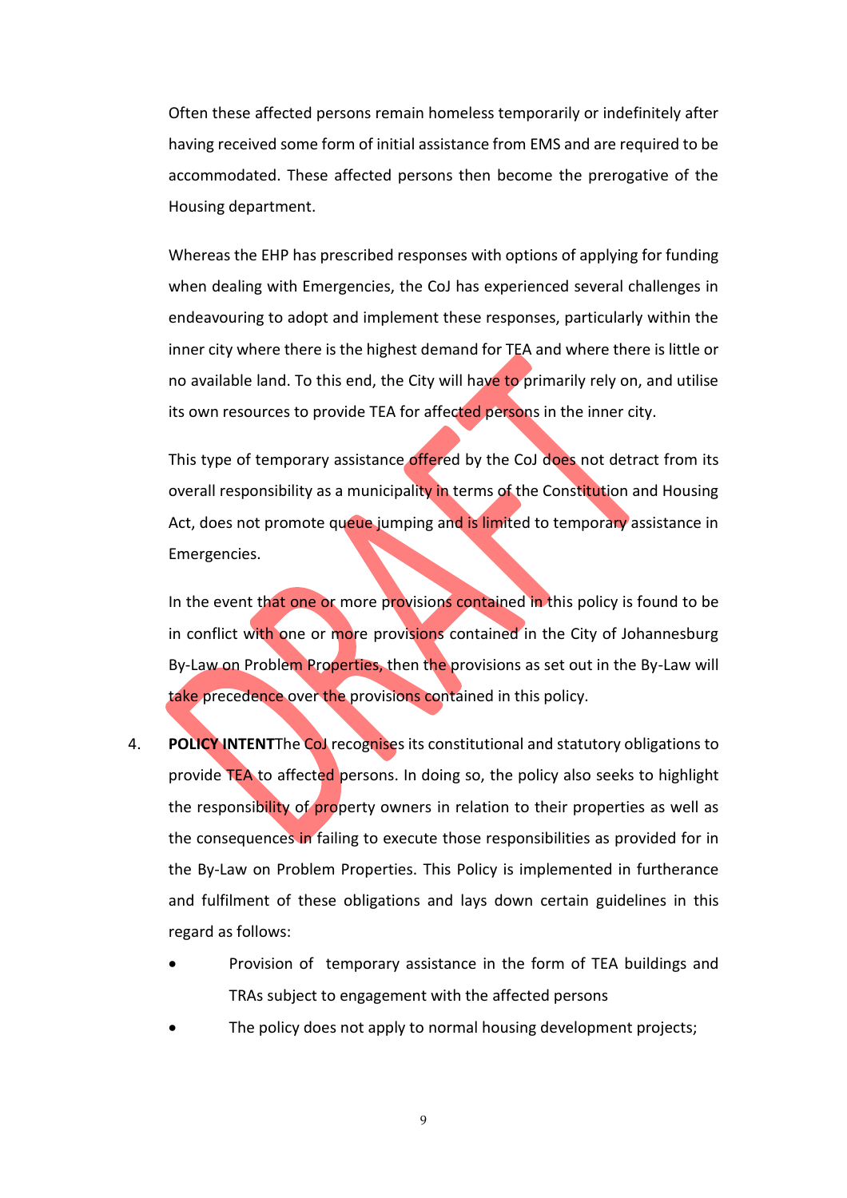Often these affected persons remain homeless temporarily or indefinitely after having received some form of initial assistance from EMS and are required to be accommodated. These affected persons then become the prerogative of the Housing department.

Whereas the EHP has prescribed responses with options of applying for funding when dealing with Emergencies, the CoJ has experienced several challenges in endeavouring to adopt and implement these responses, particularly within the inner city where there is the highest demand for TEA and where there is little or no available land. To this end, the City will have to primarily rely on, and utilise its own resources to provide TEA for affected persons in the inner city.

This type of temporary assistance offered by the CoJ does not detract from its overall responsibility as a municipality in terms of the Constitution and Housing Act, does not promote queue jumping and is limited to temporary assistance in Emergencies.

In the event that one or more provisions contained in this policy is found to be in conflict with one or more provisions contained in the City of Johannesburg By-Law on Problem Properties, then the provisions as set out in the By-Law will take precedence over the provisions contained in this policy.

4. **POLICY INTENT**The CoJ recognises its constitutional and statutory obligations to provide TEA to affected persons. In doing so, the policy also seeks to highlight the responsibility of property owners in relation to their properties as well as the consequences in failing to execute those responsibilities as provided for in the By-Law on Problem Properties. This Policy is implemented in furtherance and fulfilment of these obligations and lays down certain guidelines in this regard as follows:

- Provision of temporary assistance in the form of TEA buildings and TRAs subject to engagement with the affected persons
- The policy does not apply to normal housing development projects;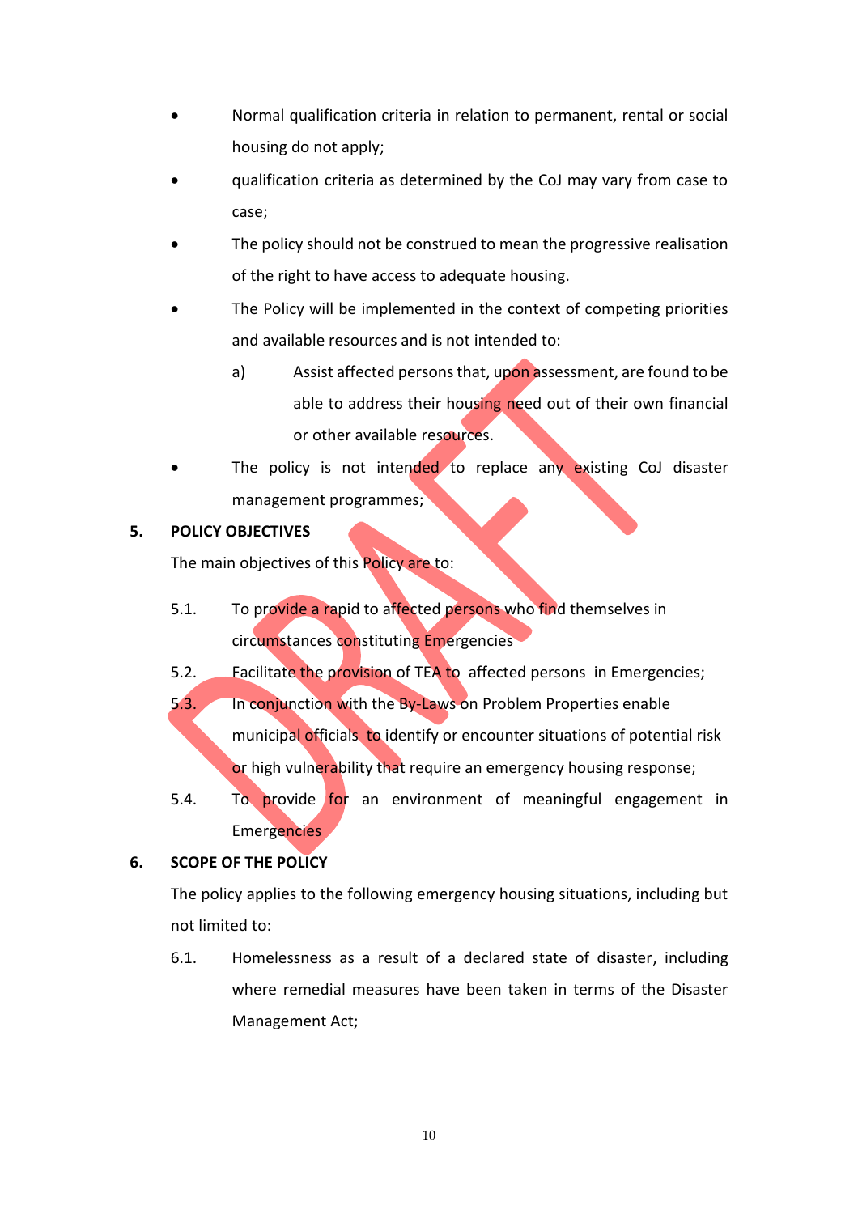- Normal qualification criteria in relation to permanent, rental or social housing do not apply;
- qualification criteria as determined by the CoJ may vary from case to case;
- The policy should not be construed to mean the progressive realisation of the right to have access to adequate housing.
- The Policy will be implemented in the context of competing priorities and available resources and is not intended to:
  - a) Assist affected persons that, upon assessment, are found to be able to address their housing need out of their own financial or other available resources.
- The policy is not intended to replace any existing CoJ disaster management programmes;

## 5. POLICY OBJECTIVES

The main objectives of this Policy are to:

5.1. To provide a rapid to affected persons who find themselves in circumstances constituting Emergencies

5.2. Facilitate the provision of TEA to affected persons in Emergencies;

5.3. In conjunction with the By-Laws on Problem Properties enable municipal officials to identify or encounter situations of potential risk or high vulnerability that require an emergency housing response;

5.4. To provide for an environment of meaningful engagement in Emergencies

## 6. SCOPE OF THE POLICY

The policy applies to the following emergency housing situations, including but not limited to:

6.1. Homelessness as a result of a declared state of disaster, including where remedial measures have been taken in terms of the Disaster Management Act;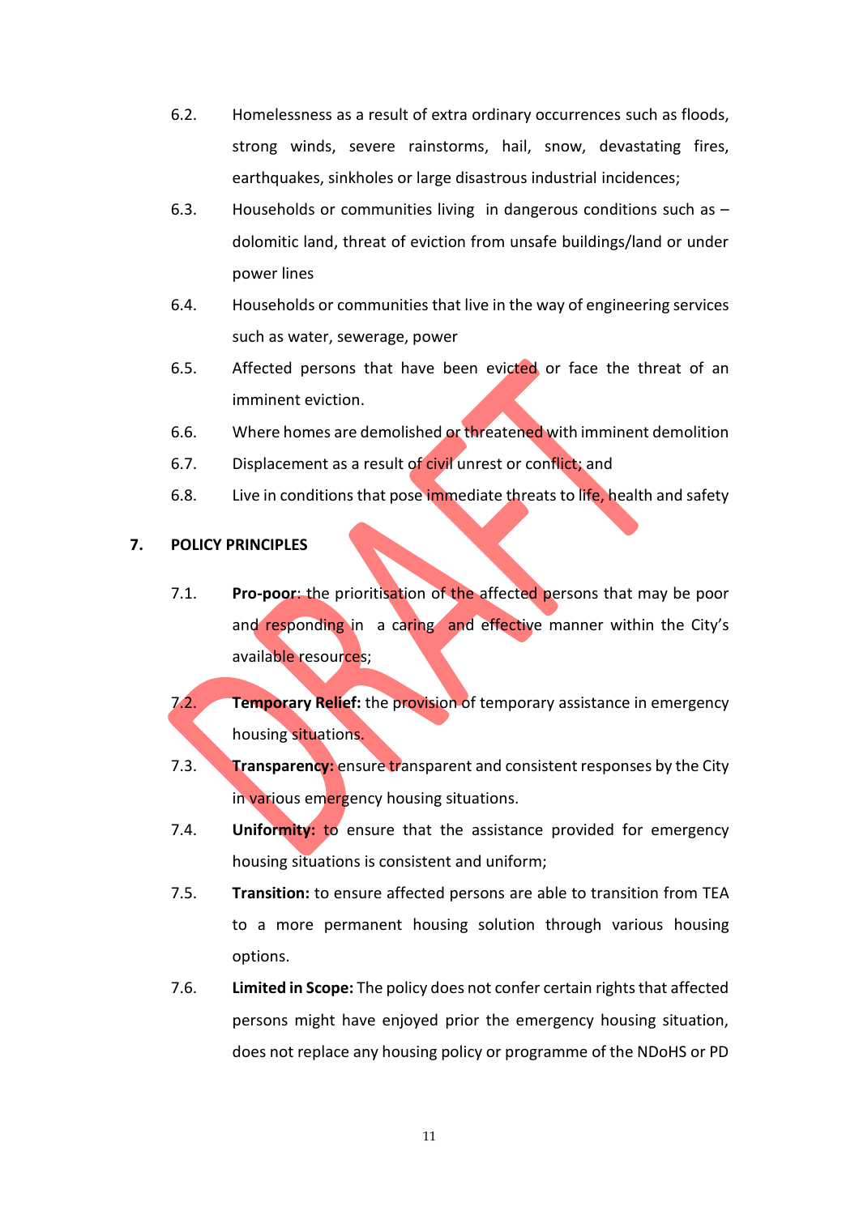6.2. Homelessness as a result of extra ordinary occurrences such as floods, strong winds, severe rainstorms, hail, snow, devastating fires, earthquakes, sinkholes or large disastrous industrial incidences;

6.3. Households or communities living in dangerous conditions such as – dolomitic land, threat of eviction from unsafe buildings/land or under power lines

6.4. Households or communities that live in the way of engineering services such as water, sewerage, power

6.5. Affected persons that have been evicted or face the threat of an imminent eviction.

6.6. Where homes are demolished or threatened with imminent demolition

6.7. Displacement as a result of civil unrest or conflict; and

6.8. Live in conditions that pose immediate threats to life, health and safety

## 7. POLICY PRINCIPLES

7.1. **Pro-poor**: the prioritisation of the affected persons that may be poor and responding in a caring and effective manner within the City's available resources;

7.2. **Temporary Relief:** the provision of temporary assistance in emergency housing situations.

7.3. **Transparency:** ensure transparent and consistent responses by the City in various emergency housing situations.

7.4. **Uniformity:** to ensure that the assistance provided for emergency housing situations is consistent and uniform;

7.5. **Transition:** to ensure affected persons are able to transition from TEA to a more permanent housing solution through various housing options.

7.6. **Limited in Scope:** The policy does not confer certain rights that affected persons might have enjoyed prior the emergency housing situation, does not replace any housing policy or programme of the NDoHS or PD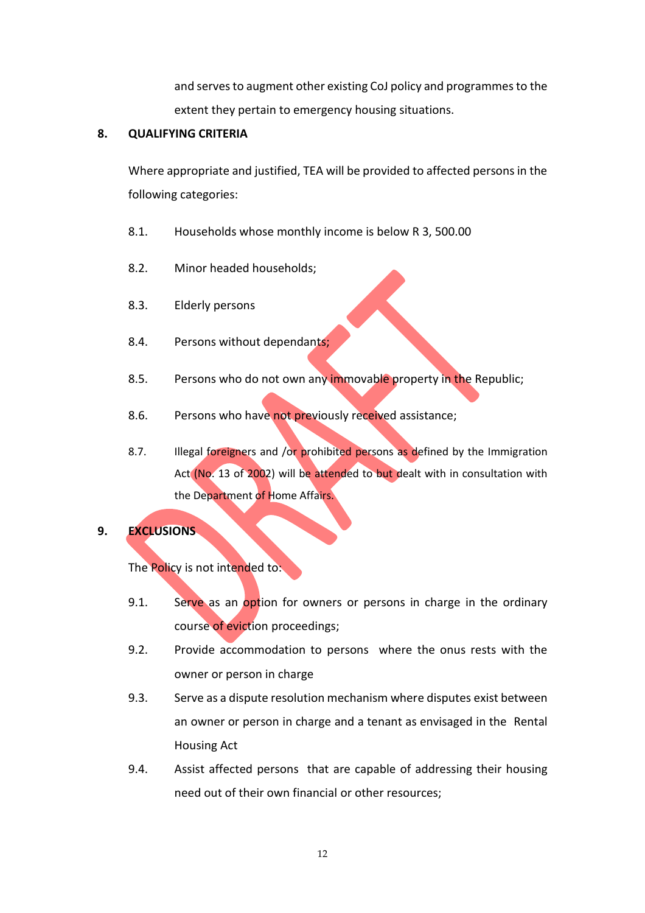and serves to augment other existing CoJ policy and programmes to the extent they pertain to emergency housing situations.

## 8. QUALIFYING CRITERIA

Where appropriate and justified, TEA will be provided to affected persons in the following categories:

8.1. Households whose monthly income is below R 3, 500.00

8.2. Minor headed households;

8.3. Elderly persons

8.4. Persons without dependants;

8.5. Persons who do not own any immovable property in the Republic;

8.6. Persons who have not previously received assistance;

8.7. Illegal foreigners and /or prohibited persons as defined by the Immigration Act (No. 13 of 2002) will be attended to but dealt with in consultation with the Department of Home Affairs.

## 9. EXCLUSIONS

The Policy is not intended to:

9.1. Serve as an option for owners or persons in charge in the ordinary course of eviction proceedings;

9.2. Provide accommodation to persons where the onus rests with the owner or person in charge

9.3. Serve as a dispute resolution mechanism where disputes exist between an owner or person in charge and a tenant as envisaged in the Rental Housing Act

9.4. Assist affected persons that are capable of addressing their housing need out of their own financial or other resources;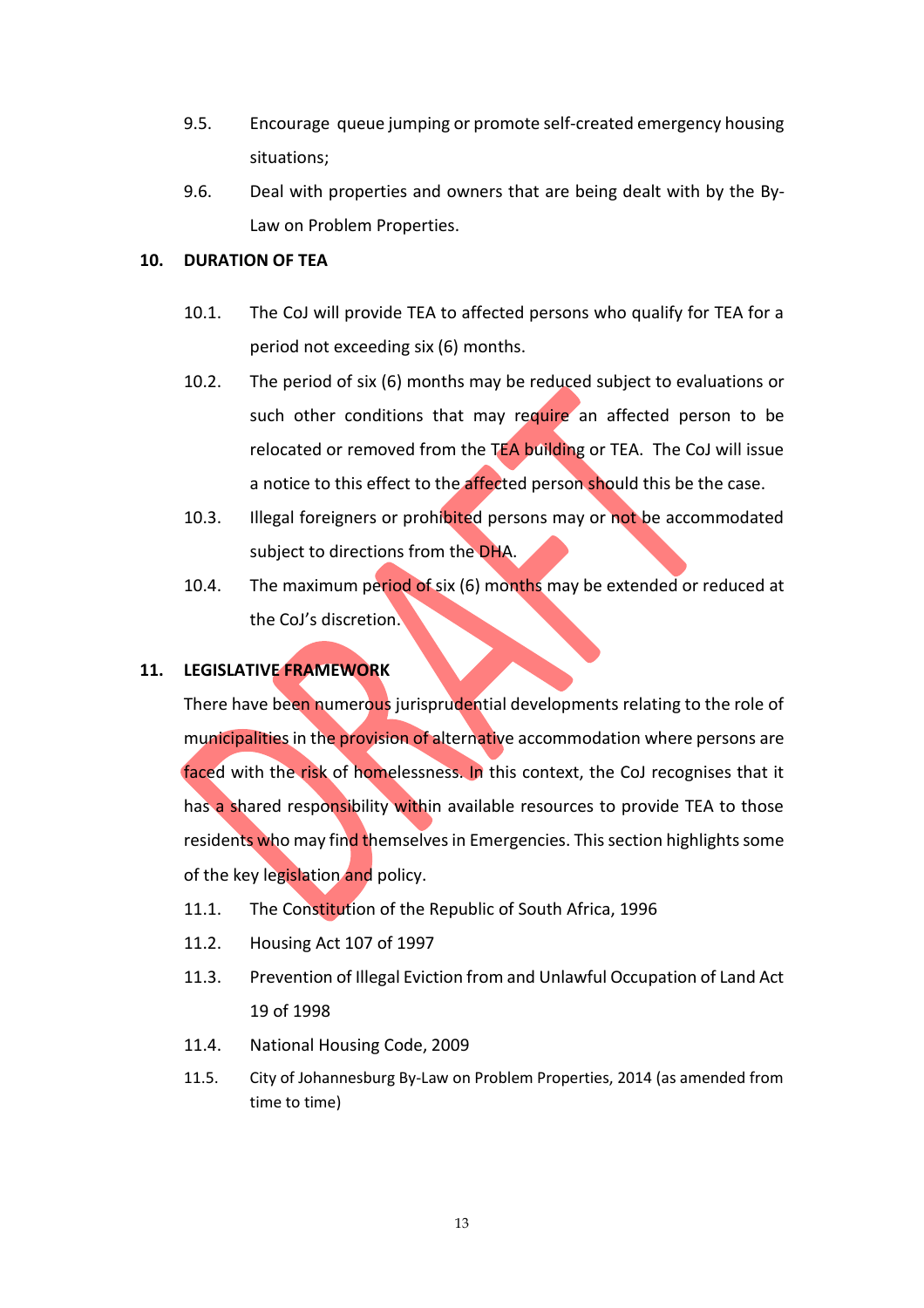9.5. Encourage queue jumping or promote self-created emergency housing situations;

9.6. Deal with properties and owners that are being dealt with by the By-Law on Problem Properties.

## 10. DURATION OF TEA

10.1. The CoJ will provide TEA to affected persons who qualify for TEA for a period not exceeding six (6) months.

10.2. The period of six (6) months may be reduced subject to evaluations or such other conditions that may require an affected person to be relocated or removed from the TEA building or TEA. The CoJ will issue a notice to this effect to the affected person should this be the case.

10.3. Illegal foreigners or prohibited persons may or not be accommodated subject to directions from the DHA.

10.4. The maximum period of six (6) months may be extended or reduced at the CoJ's discretion.

## 11. LEGISLATIVE FRAMEWORK

There have been numerous jurisprudential developments relating to the role of municipalities in the provision of alternative accommodation where persons are faced with the risk of homelessness. In this context, the CoJ recognises that it has a shared responsibility within available resources to provide TEA to those residents who may find themselves in Emergencies. This section highlights some of the key legislation and policy.

11.1. The Constitution of the Republic of South Africa, 1996

11.2. Housing Act 107 of 1997

11.3. Prevention of Illegal Eviction from and Unlawful Occupation of Land Act 19 of 1998

11.4. National Housing Code, 2009

11.5. City of Johannesburg By-Law on Problem Properties, 2014 (as amended from time to time)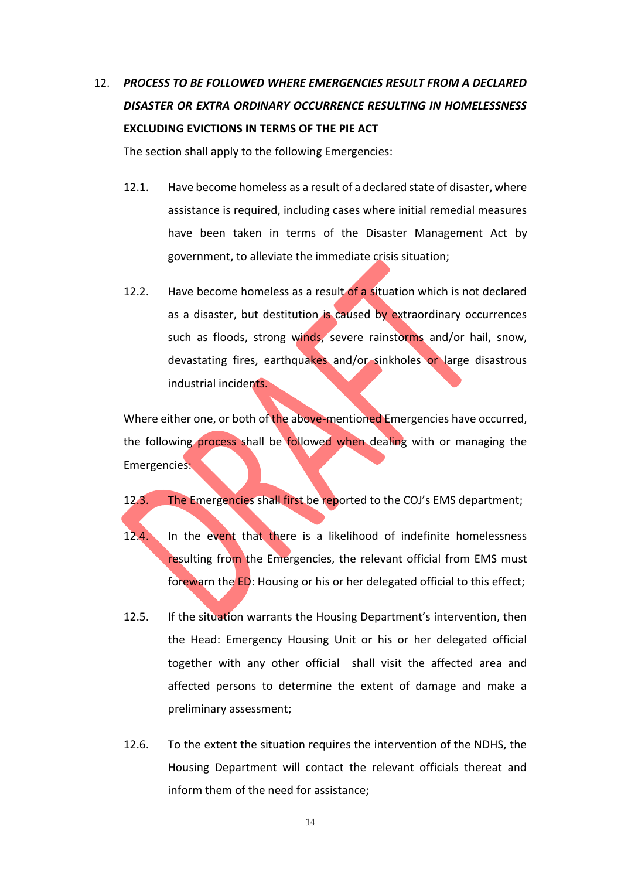12. ***PROCESS TO BE FOLLOWED WHERE EMERGENCIES RESULT FROM A DECLARED DISASTER OR EXTRA ORDINARY OCCURRENCE RESULTING IN HOMELESSNESS*** **EXCLUDING EVICTIONS IN TERMS OF THE PIE ACT**

The section shall apply to the following Emergencies:

12.1. Have become homeless as a result of a declared state of disaster, where assistance is required, including cases where initial remedial measures have been taken in terms of the Disaster Management Act by government, to alleviate the immediate crisis situation;

12.2. Have become homeless as a result of a situation which is not declared as a disaster, but destitution is caused by extraordinary occurrences such as floods, strong winds, severe rainstorms and/or hail, snow, devastating fires, earthquakes and/or sinkholes or large disastrous industrial incidents.

Where either one, or both of the above-mentioned Emergencies have occurred, the following process shall be followed when dealing with or managing the Emergencies:

12.3. The Emergencies shall first be reported to the COJ's EMS department;

12.4. In the event that there is a likelihood of indefinite homelessness resulting from the Emergencies, the relevant official from EMS must forewarn the ED: Housing or his or her delegated official to this effect;

12.5. If the situation warrants the Housing Department's intervention, then the Head: Emergency Housing Unit or his or her delegated official together with any other official shall visit the affected area and affected persons to determine the extent of damage and make a preliminary assessment;

12.6. To the extent the situation requires the intervention of the NDHS, the Housing Department will contact the relevant officials thereat and inform them of the need for assistance;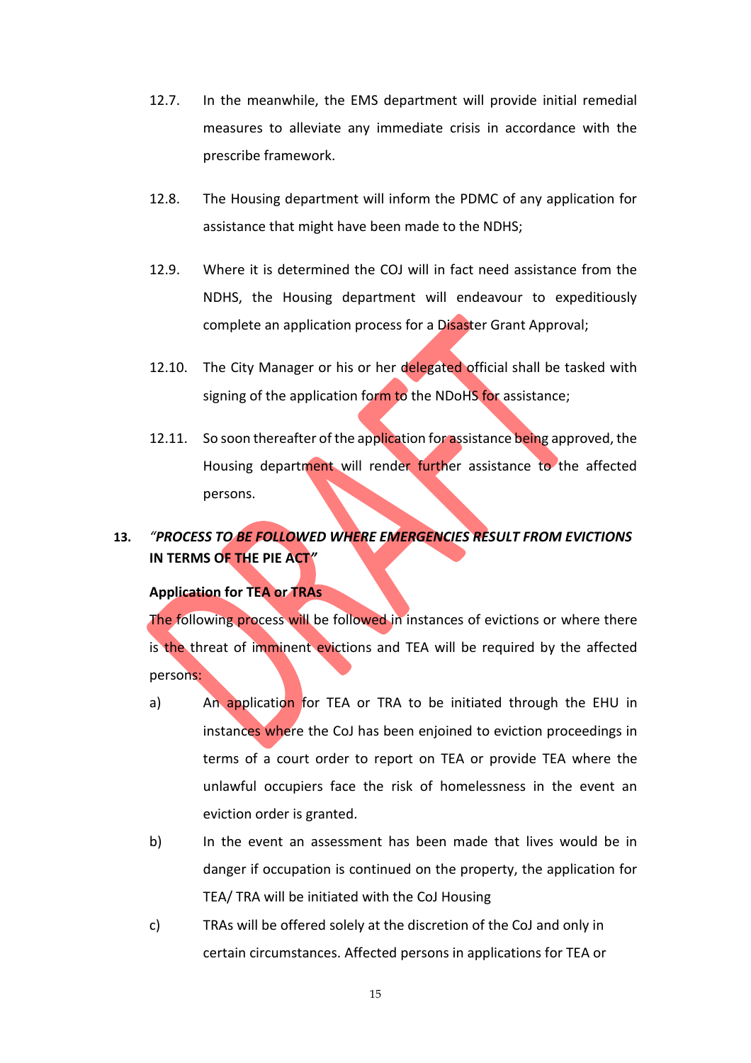12.7. In the meanwhile, the EMS department will provide initial remedial measures to alleviate any immediate crisis in accordance with the prescribe framework.

12.8. The Housing department will inform the PDMC of any application for assistance that might have been made to the NDHS;

12.9. Where it is determined the COJ will in fact need assistance from the NDHS, the Housing department will endeavour to expeditiously complete an application process for a Disaster Grant Approval;

12.10. The City Manager or his or her delegated official shall be tasked with signing of the application form to the NDoHS for assistance;

12.11. So soon thereafter of the application for assistance being approved, the Housing department will render further assistance to the affected persons.

## 13. *"PROCESS TO BE FOLLOWED WHERE EMERGENCIES RESULT FROM EVICTIONS IN TERMS OF THE PIE ACT"*

**Application for TEA or TRAs**

The following process will be followed in instances of evictions or where there is the threat of imminent evictions and TEA will be required by the affected persons:

a) An application for TEA or TRA to be initiated through the EHU in instances where the CoJ has been enjoined to eviction proceedings in terms of a court order to report on TEA or provide TEA where the unlawful occupiers face the risk of homelessness in the event an eviction order is granted.

b) In the event an assessment has been made that lives would be in danger if occupation is continued on the property, the application for TEA/ TRA will be initiated with the CoJ Housing

c) TRAs will be offered solely at the discretion of the CoJ and only in certain circumstances. Affected persons in applications for TEA or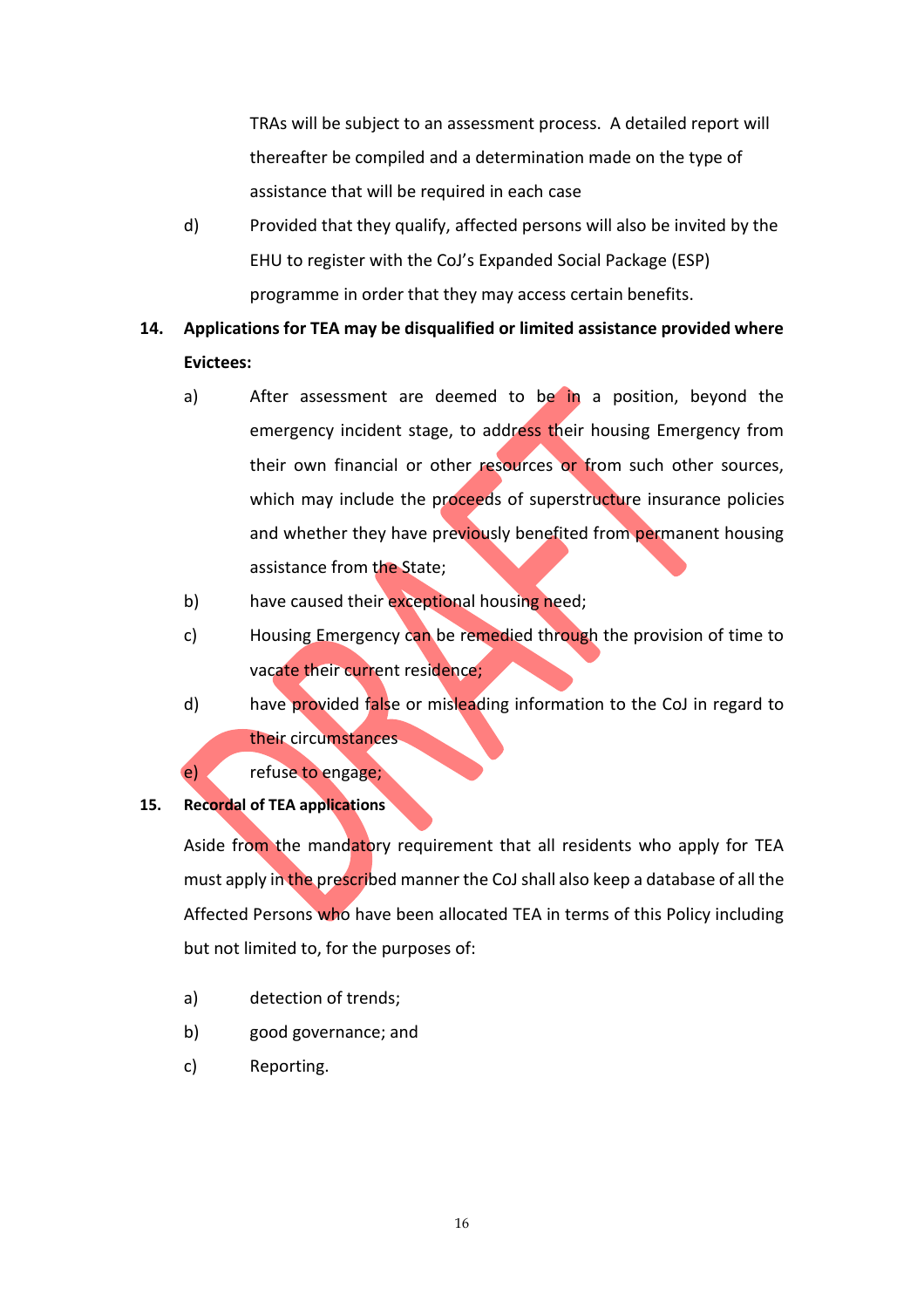TRAs will be subject to an assessment process. A detailed report will thereafter be compiled and a determination made on the type of assistance that will be required in each case

d) Provided that they qualify, affected persons will also be invited by the EHU to register with the CoJ's Expanded Social Package (ESP) programme in order that they may access certain benefits.

**14. Applications for TEA may be disqualified or limited assistance provided where Evictees:**

a) After assessment are deemed to be in a position, beyond the emergency incident stage, to address their housing Emergency from their own financial or other resources or from such other sources, which may include the proceeds of superstructure insurance policies and whether they have previously benefited from permanent housing assistance from the State;

b) have caused their exceptional housing need;

c) Housing Emergency can be remedied through the provision of time to vacate their current residence;

d) have provided false or misleading information to the CoJ in regard to their circumstances

e) refuse to engage;

**15. Recordal of TEA applications**

Aside from the mandatory requirement that all residents who apply for TEA must apply in the prescribed manner the CoJ shall also keep a database of all the Affected Persons who have been allocated TEA in terms of this Policy including but not limited to, for the purposes of:

a) detection of trends;

b) good governance; and

c) Reporting.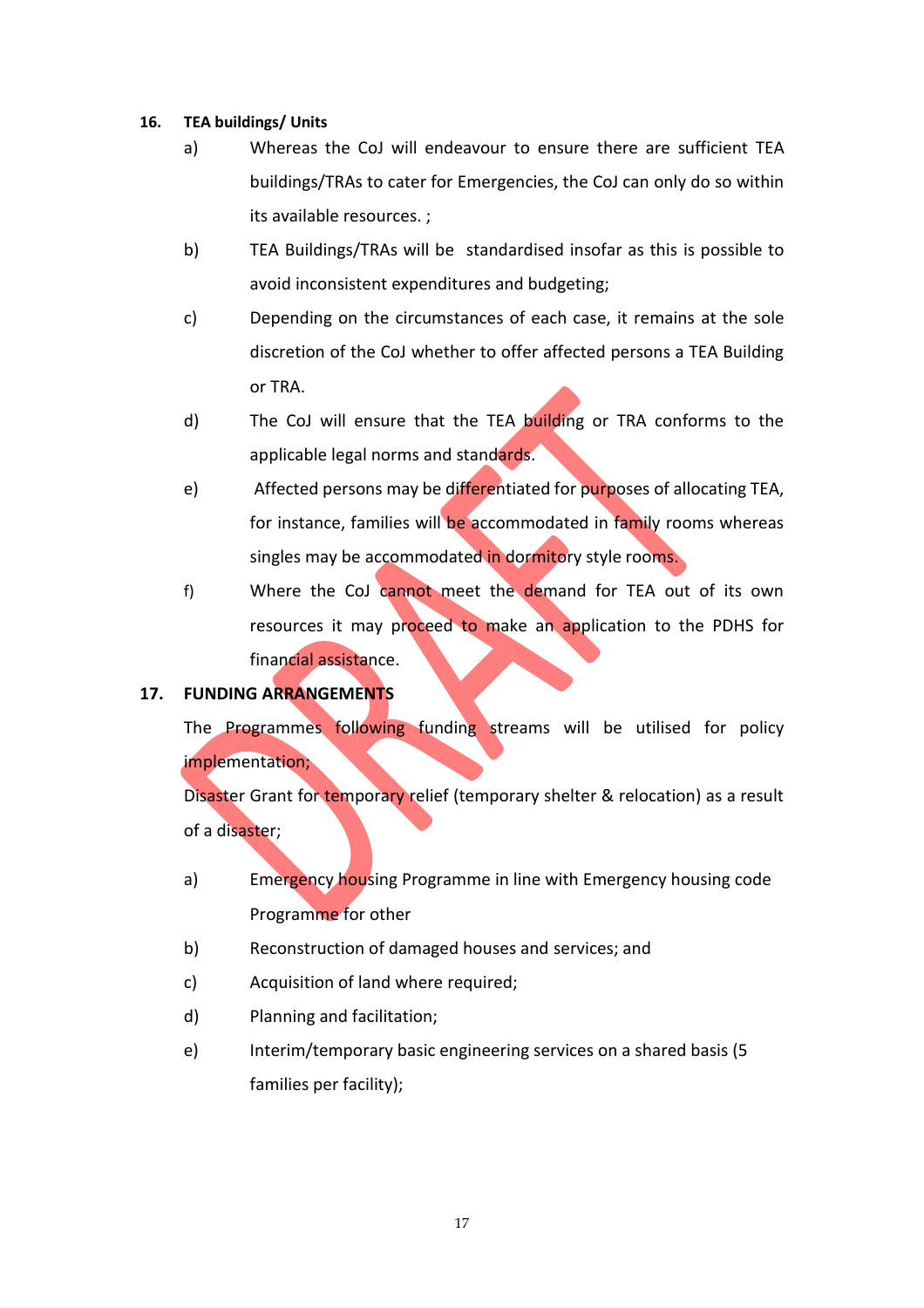**16. TEA buildings/ Units**

a) Whereas the CoJ will endeavour to ensure there are sufficient TEA buildings/TRAs to cater for Emergencies, the CoJ can only do so within its available resources. ;

b) TEA Buildings/TRAs will be standardised insofar as this is possible to avoid inconsistent expenditures and budgeting;

c) Depending on the circumstances of each case, it remains at the sole discretion of the CoJ whether to offer affected persons a TEA Building or TRA.

d) The CoJ will ensure that the TEA building or TRA conforms to the applicable legal norms and standards.

e) Affected persons may be differentiated for purposes of allocating TEA, for instance, families will be accommodated in family rooms whereas singles may be accommodated in dormitory style rooms.

f) Where the CoJ cannot meet the demand for TEA out of its own resources it may proceed to make an application to the PDHS for financial assistance.

**17. FUNDING ARRANGEMENTS**

The Programmes following funding streams will be utilised for policy implementation;

Disaster Grant for temporary relief (temporary shelter & relocation) as a result of a disaster;

a) Emergency housing Programme in line with Emergency housing code Programme for other

b) Reconstruction of damaged houses and services; and

c) Acquisition of land where required;

d) Planning and facilitation;

e) Interim/temporary basic engineering services on a shared basis (5 families per facility);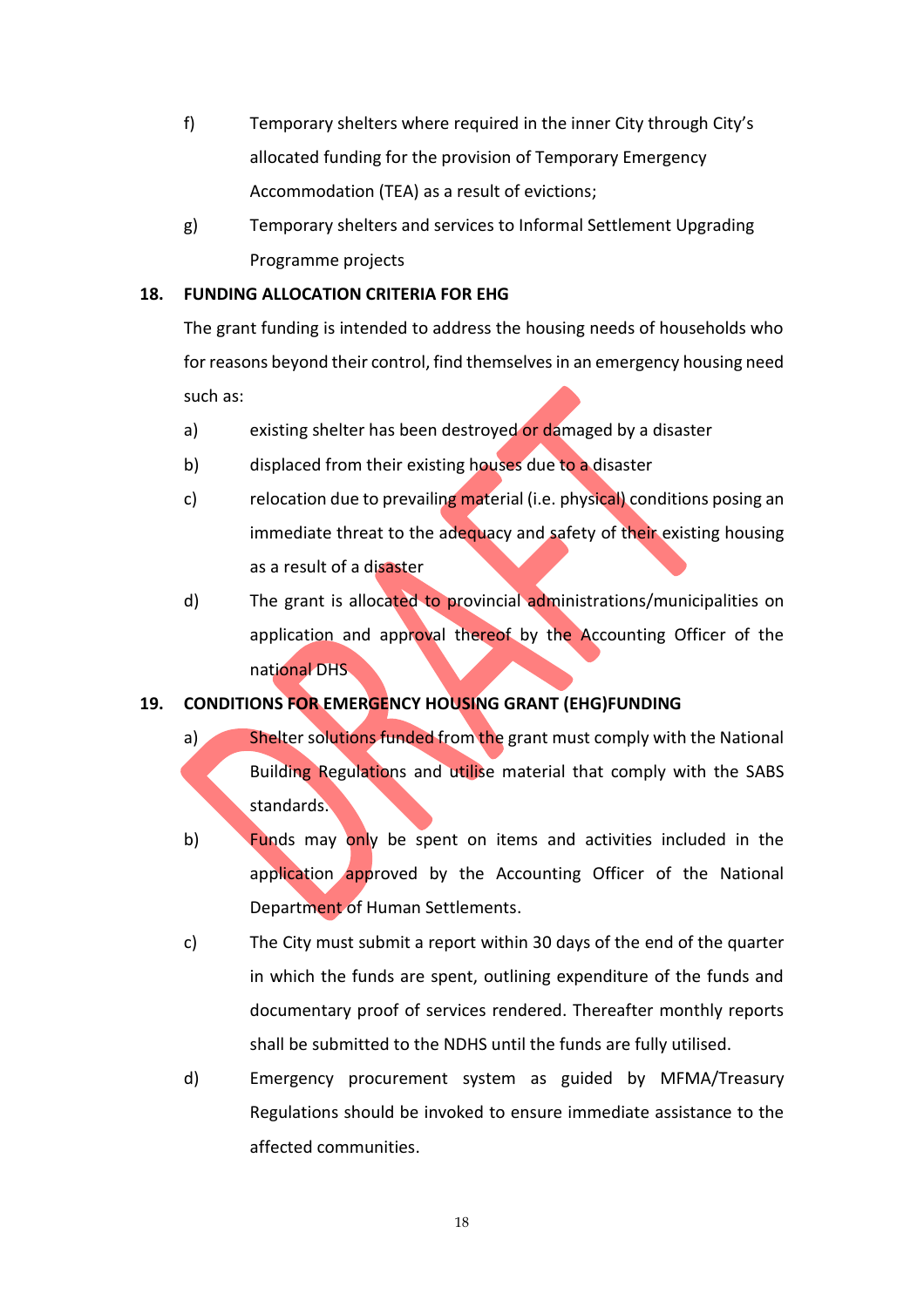f) Temporary shelters where required in the inner City through City's allocated funding for the provision of Temporary Emergency Accommodation (TEA) as a result of evictions;

g) Temporary shelters and services to Informal Settlement Upgrading Programme projects

## 18. FUNDING ALLOCATION CRITERIA FOR EHG

The grant funding is intended to address the housing needs of households who for reasons beyond their control, find themselves in an emergency housing need such as:

a) existing shelter has been destroyed or damaged by a disaster

b) displaced from their existing houses due to a disaster

c) relocation due to prevailing material (i.e. physical) conditions posing an immediate threat to the adequacy and safety of their existing housing as a result of a disaster

d) The grant is allocated to provincial administrations/municipalities on application and approval thereof by the Accounting Officer of the national DHS

## 19. CONDITIONS FOR EMERGENCY HOUSING GRANT (EHG)FUNDING

a) Shelter solutions funded from the grant must comply with the National Building Regulations and utilise material that comply with the SABS standards.

b) Funds may only be spent on items and activities included in the application approved by the Accounting Officer of the National Department of Human Settlements.

c) The City must submit a report within 30 days of the end of the quarter in which the funds are spent, outlining expenditure of the funds and documentary proof of services rendered. Thereafter monthly reports shall be submitted to the NDHS until the funds are fully utilised.

d) Emergency procurement system as guided by MFMA/Treasury Regulations should be invoked to ensure immediate assistance to the affected communities.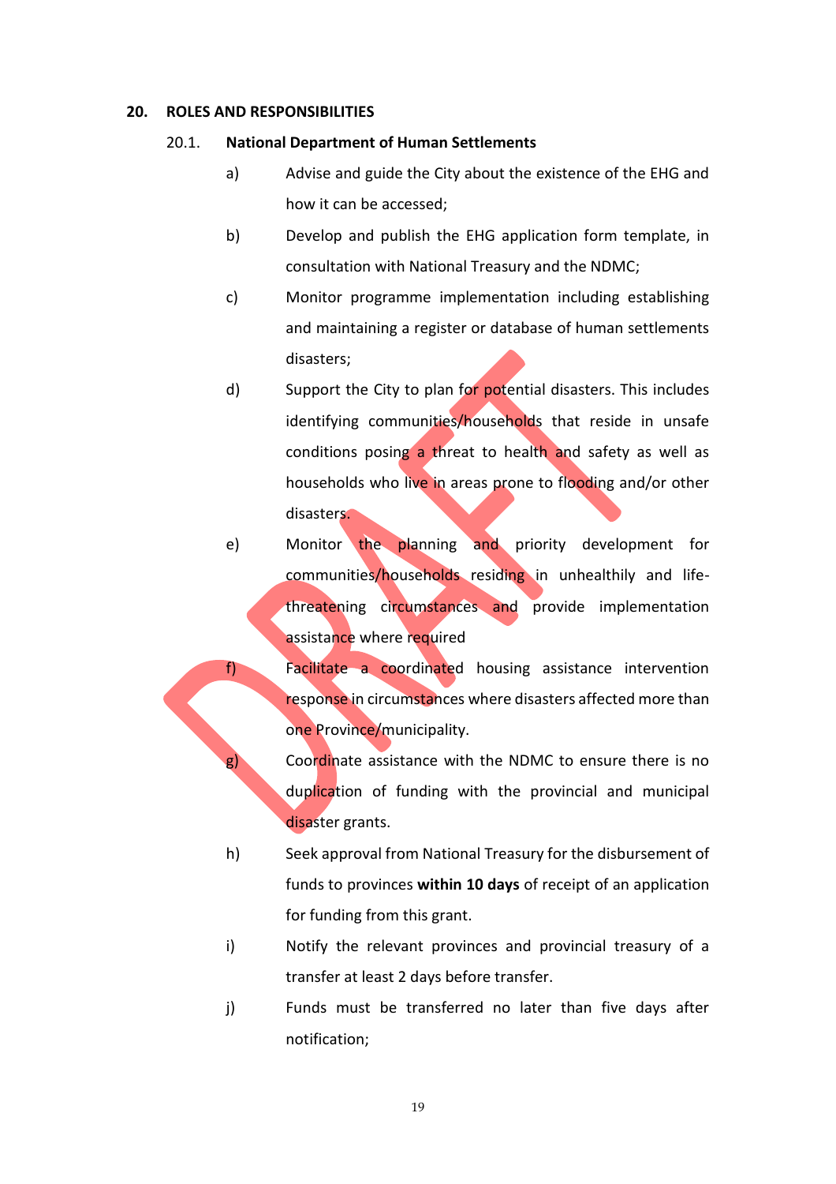## 20. ROLES AND RESPONSIBILITIES

### 20.1. National Department of Human Settlements

a) Advise and guide the City about the existence of the EHG and how it can be accessed;

b) Develop and publish the EHG application form template, in consultation with National Treasury and the NDMC;

c) Monitor programme implementation including establishing and maintaining a register or database of human settlements disasters;

d) Support the City to plan for potential disasters. This includes identifying communities/households that reside in unsafe conditions posing a threat to health and safety as well as households who live in areas prone to flooding and/or other disasters.

e) Monitor the planning and priority development for communities/households residing in unhealthily and life-threatening circumstances and provide implementation assistance where required

f) Facilitate a coordinated housing assistance intervention response in circumstances where disasters affected more than one Province/municipality.

g) Coordinate assistance with the NDMC to ensure there is no duplication of funding with the provincial and municipal disaster grants.

h) Seek approval from National Treasury for the disbursement of funds to provinces **within 10 days** of receipt of an application for funding from this grant.

i) Notify the relevant provinces and provincial treasury of a transfer at least 2 days before transfer.

j) Funds must be transferred no later than five days after notification;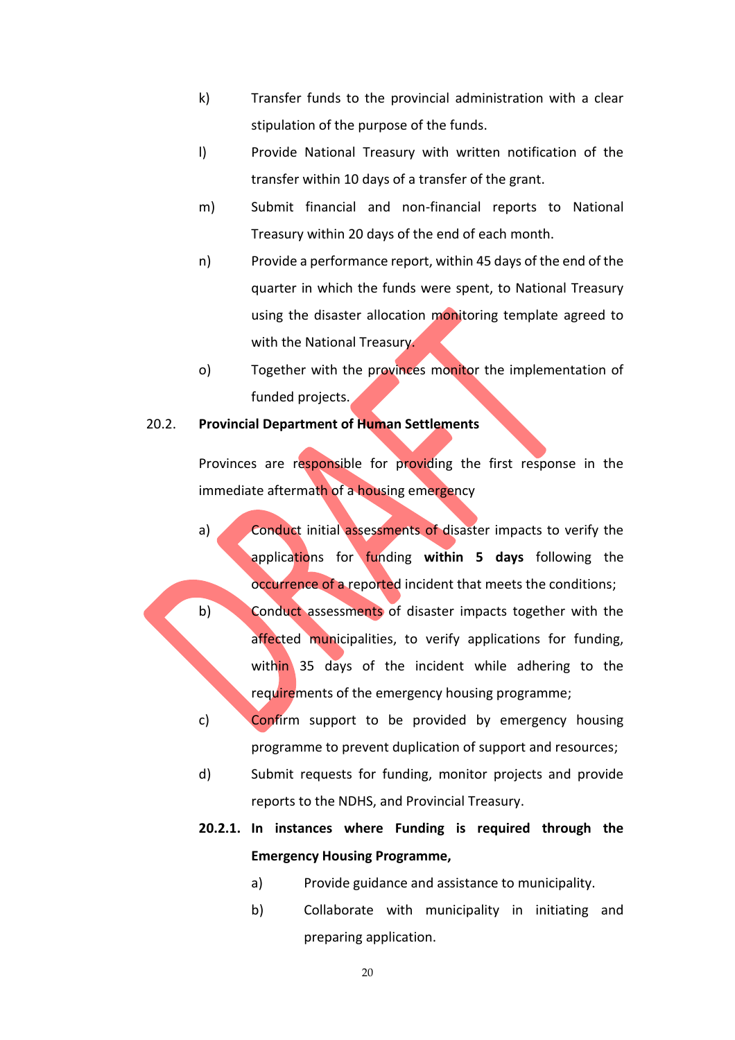k) Transfer funds to the provincial administration with a clear stipulation of the purpose of the funds.

l) Provide National Treasury with written notification of the transfer within 10 days of a transfer of the grant.

m) Submit financial and non-financial reports to National Treasury within 20 days of the end of each month.

n) Provide a performance report, within 45 days of the end of the quarter in which the funds were spent, to National Treasury using the disaster allocation monitoring template agreed to with the National Treasury.

o) Together with the provinces monitor the implementation of funded projects.

**20.2. Provincial Department of Human Settlements**

Provinces are responsible for providing the first response in the immediate aftermath of a housing emergency

a) Conduct initial assessments of disaster impacts to verify the applications for funding **within 5 days** following the occurrence of a reported incident that meets the conditions;

b) Conduct assessments of disaster impacts together with the affected municipalities, to verify applications for funding, within 35 days of the incident while adhering to the requirements of the emergency housing programme;

c) Confirm support to be provided by emergency housing programme to prevent duplication of support and resources;

d) Submit requests for funding, monitor projects and provide reports to the NDHS, and Provincial Treasury.

**20.2.1. In instances where Funding is required through the Emergency Housing Programme,**

a) Provide guidance and assistance to municipality.

b) Collaborate with municipality in initiating and preparing application.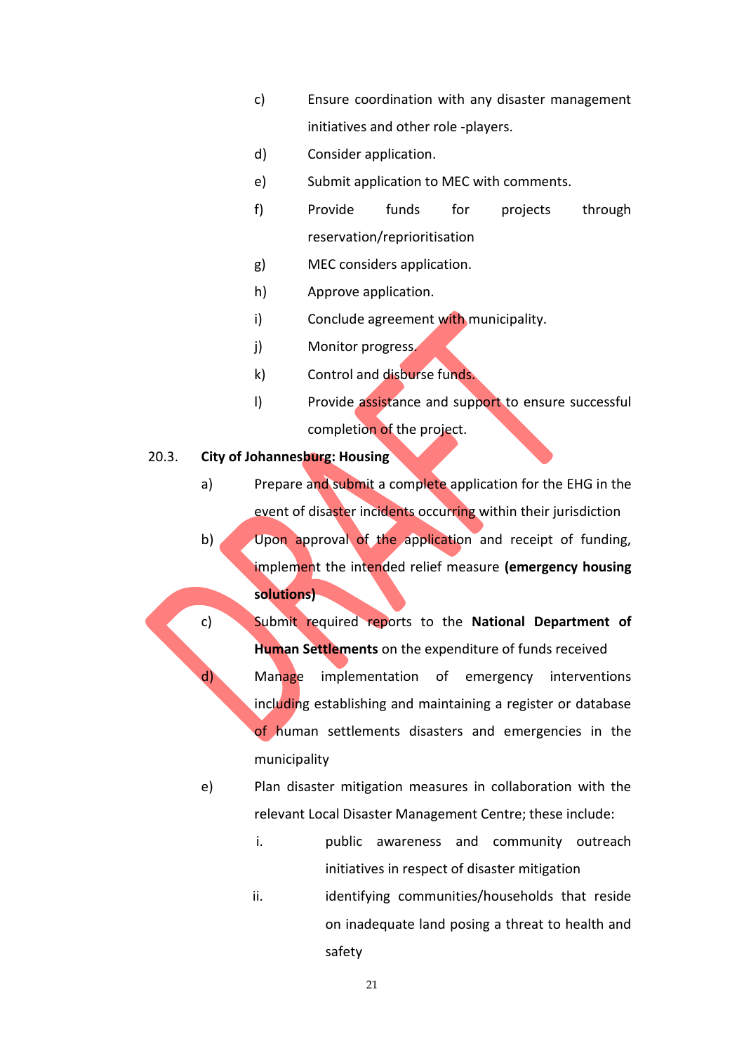c) Ensure coordination with any disaster management initiatives and other role -players.

d) Consider application.

e) Submit application to MEC with comments.

f) Provide funds for projects through reservation/reprioritisation

g) MEC considers application.

h) Approve application.

i) Conclude agreement with municipality.

j) Monitor progress.

k) Control and disburse funds.

l) Provide assistance and support to ensure successful completion of the project.

20.3. **City of Johannesburg: Housing**

a) Prepare and submit a complete application for the EHG in the event of disaster incidents occurring within their jurisdiction

b) Upon approval of the application and receipt of funding, implement the intended relief measure **(emergency housing solutions)**

c) Submit required reports to the **National Department of Human Settlements** on the expenditure of funds received

d) Manage implementation of emergency interventions including establishing and maintaining a register or database of human settlements disasters and emergencies in the municipality

e) Plan disaster mitigation measures in collaboration with the relevant Local Disaster Management Centre; these include:

i. public awareness and community outreach initiatives in respect of disaster mitigation

ii. identifying communities/households that reside on inadequate land posing a threat to health and safety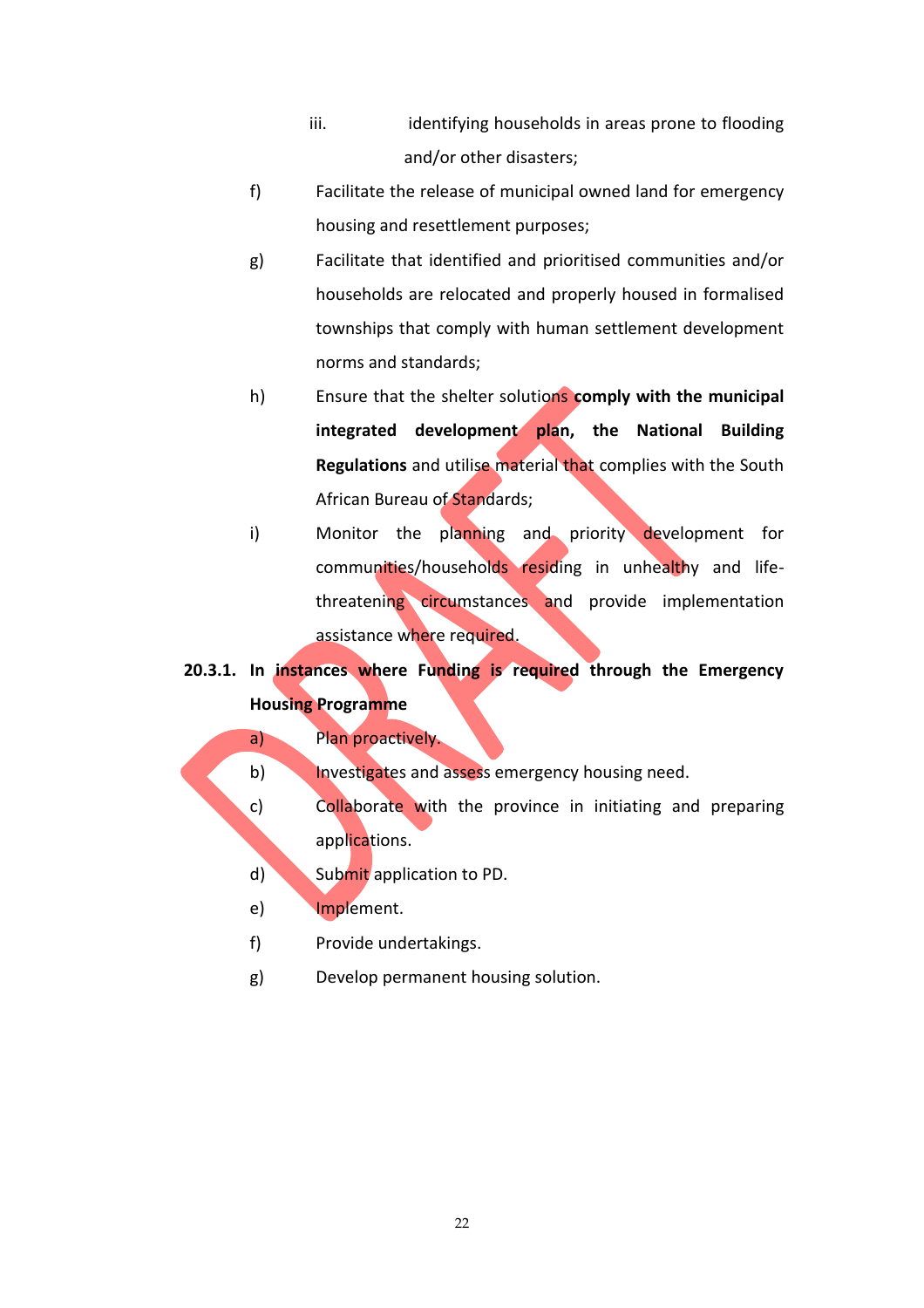iii. identifying households in areas prone to flooding and/or other disasters;

f) Facilitate the release of municipal owned land for emergency housing and resettlement purposes;

g) Facilitate that identified and prioritised communities and/or households are relocated and properly housed in formalised townships that comply with human settlement development norms and standards;

h) Ensure that the shelter solutions **comply with the municipal integrated development plan, the National Building Regulations** and utilise material that complies with the South African Bureau of Standards;

i) Monitor the planning and priority development for communities/households residing in unhealthy and life-threatening circumstances and provide implementation assistance where required.

**20.3.1. In instances where Funding is required through the Emergency Housing Programme**

a) Plan proactively.

b) Investigates and assess emergency housing need.

c) Collaborate with the province in initiating and preparing applications.

d) Submit application to PD.

e) Implement.

f) Provide undertakings.

g) Develop permanent housing solution.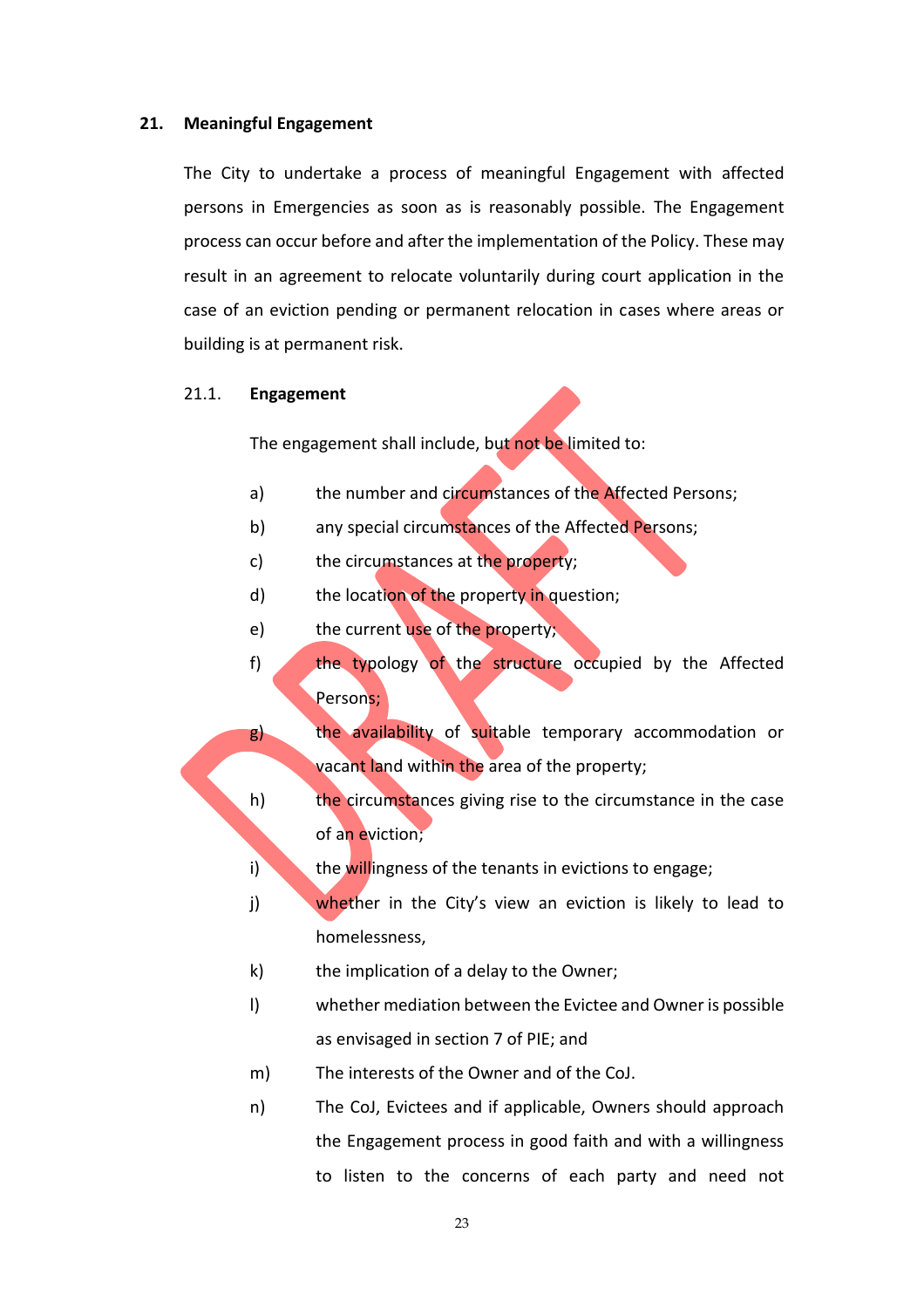## 21. Meaningful Engagement

The City to undertake a process of meaningful Engagement with affected persons in Emergencies as soon as is reasonably possible. The Engagement process can occur before and after the implementation of the Policy. These may result in an agreement to relocate voluntarily during court application in the case of an eviction pending or permanent relocation in cases where areas or building is at permanent risk.

### 21.1. Engagement

The engagement shall include, but not be limited to:

a) the number and circumstances of the Affected Persons;

b) any special circumstances of the Affected Persons;

c) the circumstances at the property;

d) the location of the property in question;

e) the current use of the property;

f) the typology of the structure occupied by the Affected Persons;

g) the availability of suitable temporary accommodation or vacant land within the area of the property;

h) the circumstances giving rise to the circumstance in the case of an eviction;

i) the willingness of the tenants in evictions to engage;

j) whether in the City's view an eviction is likely to lead to homelessness,

k) the implication of a delay to the Owner;

l) whether mediation between the Evictee and Owner is possible as envisaged in section 7 of PIE; and

m) The interests of the Owner and of the CoJ.

n) The CoJ, Evictees and if applicable, Owners should approach the Engagement process in good faith and with a willingness to listen to the concerns of each party and need not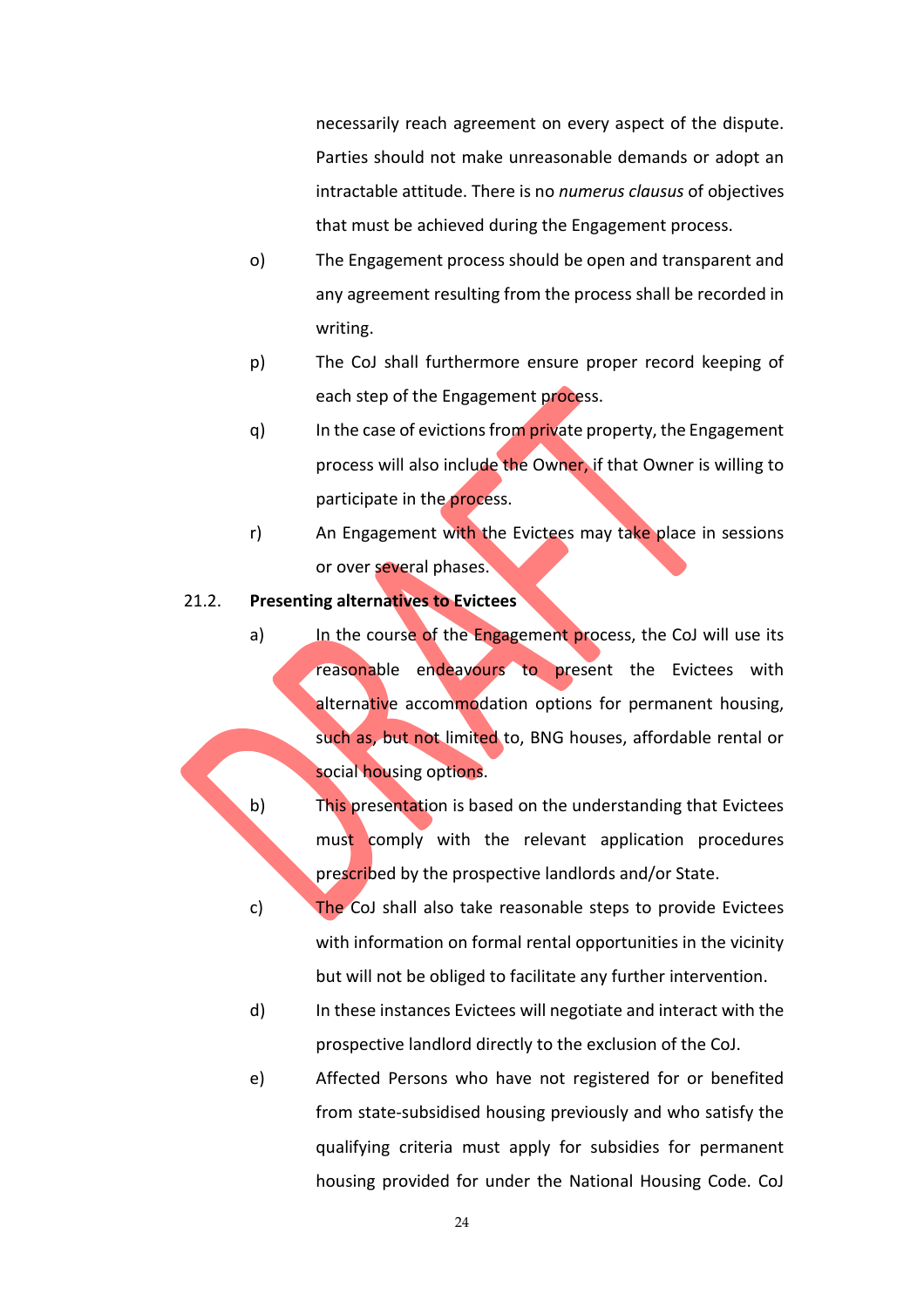necessarily reach agreement on every aspect of the dispute. Parties should not make unreasonable demands or adopt an intractable attitude. There is no *numerus clausus* of objectives that must be achieved during the Engagement process.

o) The Engagement process should be open and transparent and any agreement resulting from the process shall be recorded in writing.

p) The CoJ shall furthermore ensure proper record keeping of each step of the Engagement process.

q) In the case of evictions from private property, the Engagement process will also include the Owner, if that Owner is willing to participate in the process.

r) An Engagement with the Evictees may take place in sessions or over several phases.

21.2. **Presenting alternatives to Evictees**

a) In the course of the Engagement process, the CoJ will use its reasonable endeavours to present the Evictees with alternative accommodation options for permanent housing, such as, but not limited to, BNG houses, affordable rental or social housing options.

b) This presentation is based on the understanding that Evictees must comply with the relevant application procedures prescribed by the prospective landlords and/or State.

c) The CoJ shall also take reasonable steps to provide Evictees with information on formal rental opportunities in the vicinity but will not be obliged to facilitate any further intervention.

d) In these instances Evictees will negotiate and interact with the prospective landlord directly to the exclusion of the CoJ.

e) Affected Persons who have not registered for or benefited from state-subsidised housing previously and who satisfy the qualifying criteria must apply for subsidies for permanent housing provided for under the National Housing Code. CoJ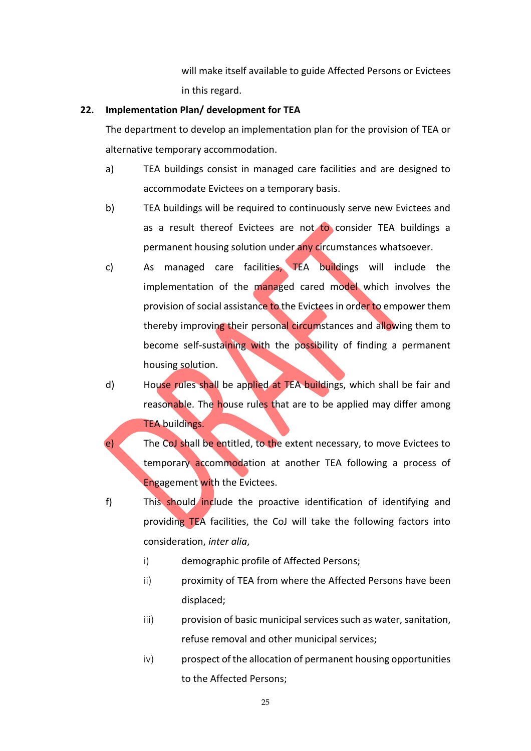will make itself available to guide Affected Persons or Evictees in this regard.

**22. Implementation Plan/ development for TEA**

The department to develop an implementation plan for the provision of TEA or alternative temporary accommodation.

a) TEA buildings consist in managed care facilities and are designed to accommodate Evictees on a temporary basis.

b) TEA buildings will be required to continuously serve new Evictees and as a result thereof Evictees are not to consider TEA buildings a permanent housing solution under any circumstances whatsoever.

c) As managed care facilities, TEA buildings will include the implementation of the managed cared model which involves the provision of social assistance to the Evictees in order to empower them thereby improving their personal circumstances and allowing them to become self-sustaining with the possibility of finding a permanent housing solution.

d) House rules shall be applied at TEA buildings, which shall be fair and reasonable. The house rules that are to be applied may differ among TEA buildings.

e) The CoJ shall be entitled, to the extent necessary, to move Evictees to temporary accommodation at another TEA following a process of Engagement with the Evictees.

f) This should include the proactive identification of identifying and providing TEA facilities, the CoJ will take the following factors into consideration, *inter alia*,

   i) demographic profile of Affected Persons;

   ii) proximity of TEA from where the Affected Persons have been displaced;

   iii) provision of basic municipal services such as water, sanitation, refuse removal and other municipal services;

   iv) prospect of the allocation of permanent housing opportunities to the Affected Persons;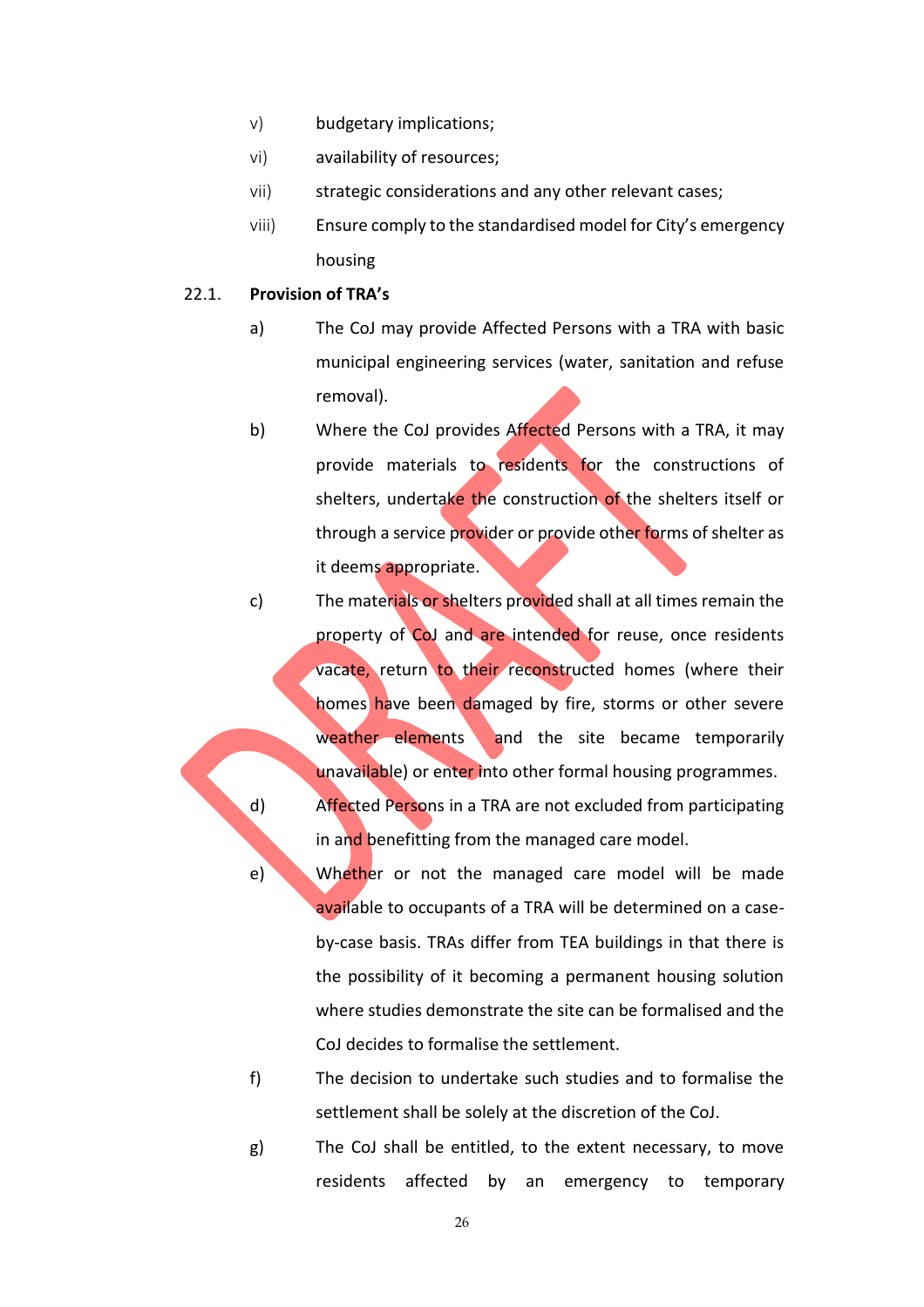v) budgetary implications;

vi) availability of resources;

vii) strategic considerations and any other relevant cases;

viii) Ensure comply to the standardised model for City's emergency housing

22.1. **Provision of TRA's**

a) The CoJ may provide Affected Persons with a TRA with basic municipal engineering services (water, sanitation and refuse removal).

b) Where the CoJ provides Affected Persons with a TRA, it may provide materials to residents for the constructions of shelters, undertake the construction of the shelters itself or through a service provider or provide other forms of shelter as it deems appropriate.

c) The materials or shelters provided shall at all times remain the property of CoJ and are intended for reuse, once residents vacate, return to their reconstructed homes (where their homes have been damaged by fire, storms or other severe weather elements and the site became temporarily unavailable) or enter into other formal housing programmes.

d) Affected Persons in a TRA are not excluded from participating in and benefitting from the managed care model.

e) Whether or not the managed care model will be made available to occupants of a TRA will be determined on a case-by-case basis. TRAs differ from TEA buildings in that there is the possibility of it becoming a permanent housing solution where studies demonstrate the site can be formalised and the CoJ decides to formalise the settlement.

f) The decision to undertake such studies and to formalise the settlement shall be solely at the discretion of the CoJ.

g) The CoJ shall be entitled, to the extent necessary, to move residents affected by an emergency to temporary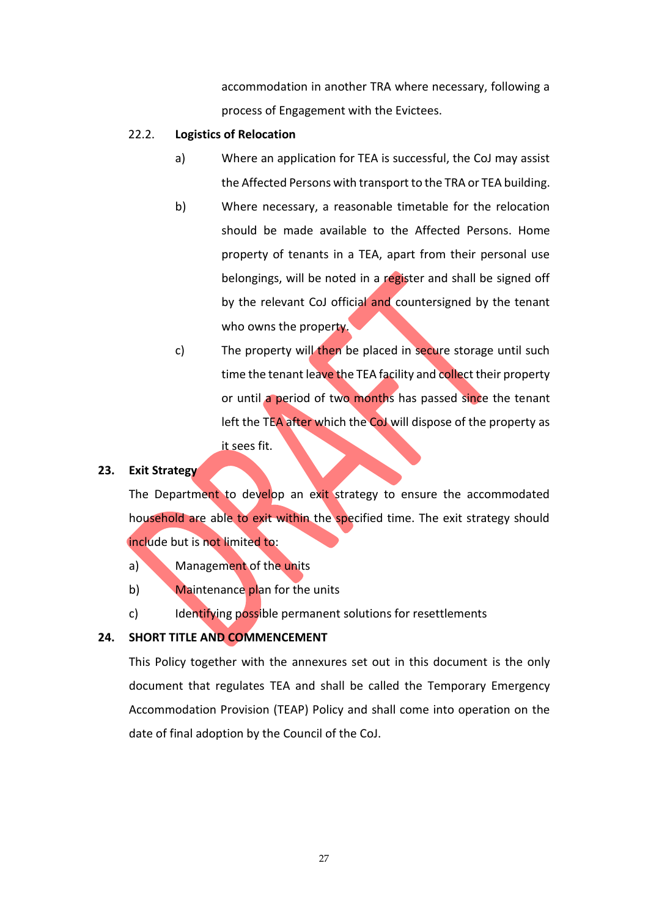accommodation in another TRA where necessary, following a process of Engagement with the Evictees.

22.2. **Logistics of Relocation**

a) Where an application for TEA is successful, the CoJ may assist the Affected Persons with transport to the TRA or TEA building.

b) Where necessary, a reasonable timetable for the relocation should be made available to the Affected Persons. Home property of tenants in a TEA, apart from their personal use belongings, will be noted in a register and shall be signed off by the relevant CoJ official and countersigned by the tenant who owns the property.

c) The property will then be placed in secure storage until such time the tenant leave the TEA facility and collect their property or until a period of two months has passed since the tenant left the TEA after which the CoJ will dispose of the property as it sees fit.

## 23. Exit Strategy

The Department to develop an exit strategy to ensure the accommodated household are able to exit within the specified time. The exit strategy should include but is not limited to:

a) Management of the units

b) Maintenance plan for the units

c) Identifying possible permanent solutions for resettlements

## 24. SHORT TITLE AND COMMENCEMENT

This Policy together with the annexures set out in this document is the only document that regulates TEA and shall be called the Temporary Emergency Accommodation Provision (TEAP) Policy and shall come into operation on the date of final adoption by the Council of the CoJ.